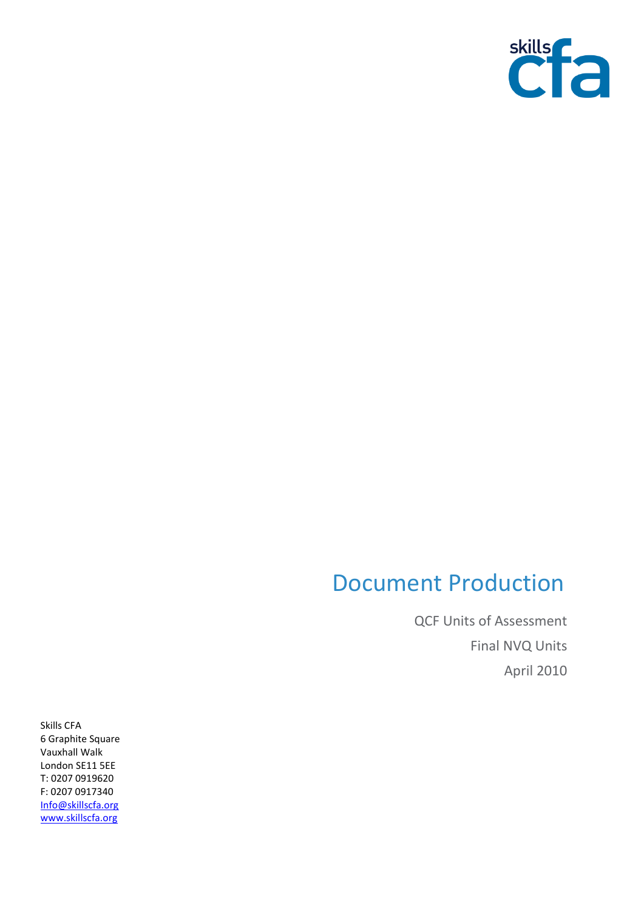skills cfa

# Document Production

QCF Units of Assessment

Final NVQ Units

April 2010

Skills CFA
6 Graphite Square
Vauxhall Walk
London SE11 5EE
T: 0207 0919620
F: 0207 0917340
Info@skillscfa.org
www.skillscfa.org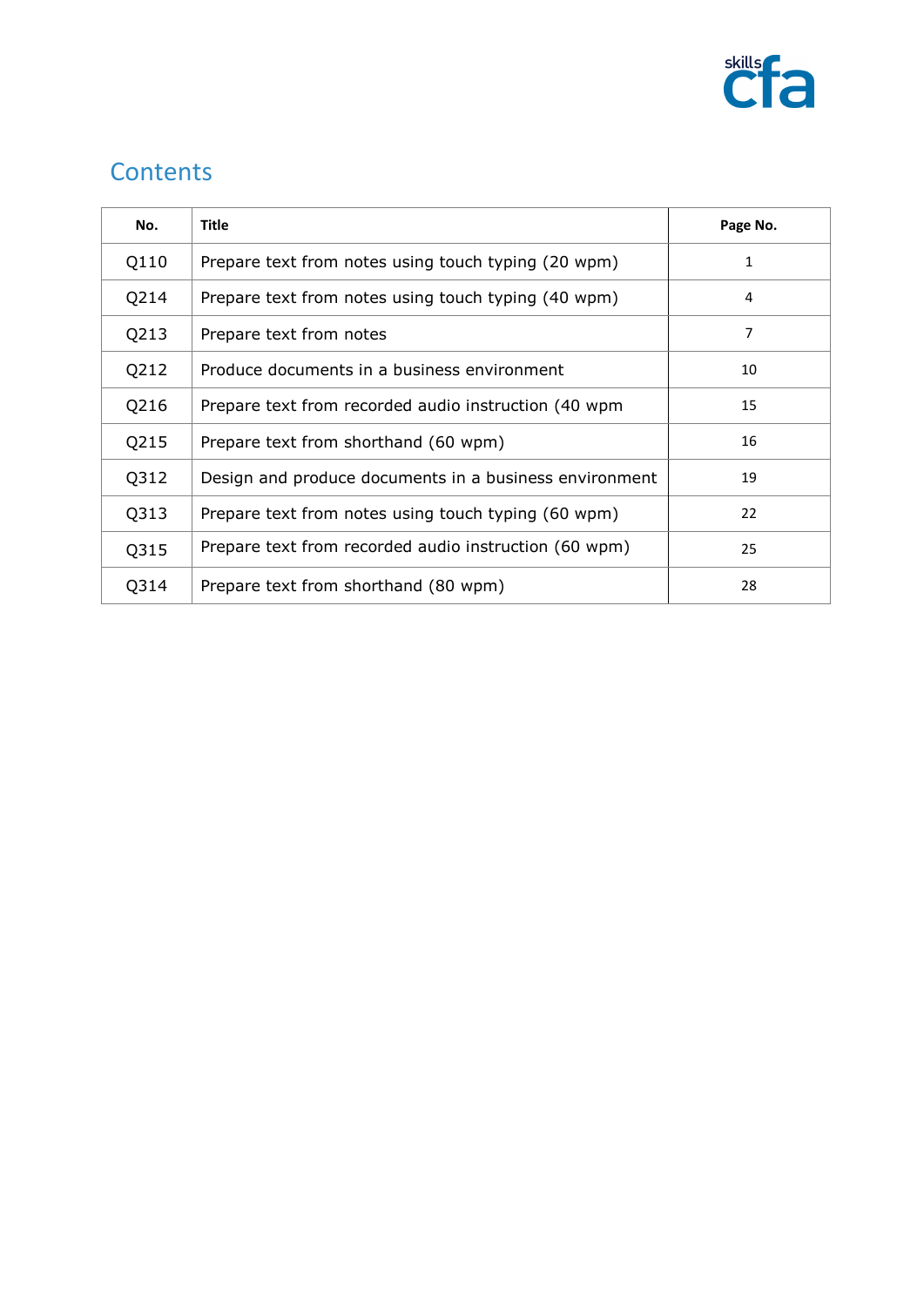## Contents

| No. | Title | Page No. |
|---|---|---|
| Q110 | Prepare text from notes using touch typing (20 wpm) | 1 |
| Q214 | Prepare text from notes using touch typing (40 wpm) | 4 |
| Q213 | Prepare text from notes | 7 |
| Q212 | Produce documents in a business environment | 10 |
| Q216 | Prepare text from recorded audio instruction (40 wpm | 15 |
| Q215 | Prepare text from shorthand (60 wpm) | 16 |
| Q312 | Design and produce documents in a business environment | 19 |
| Q313 | Prepare text from notes using touch typing (60 wpm) | 22 |
| Q315 | Prepare text from recorded audio instruction (60 wpm) | 25 |
| Q314 | Prepare text from shorthand (80 wpm) | 28 |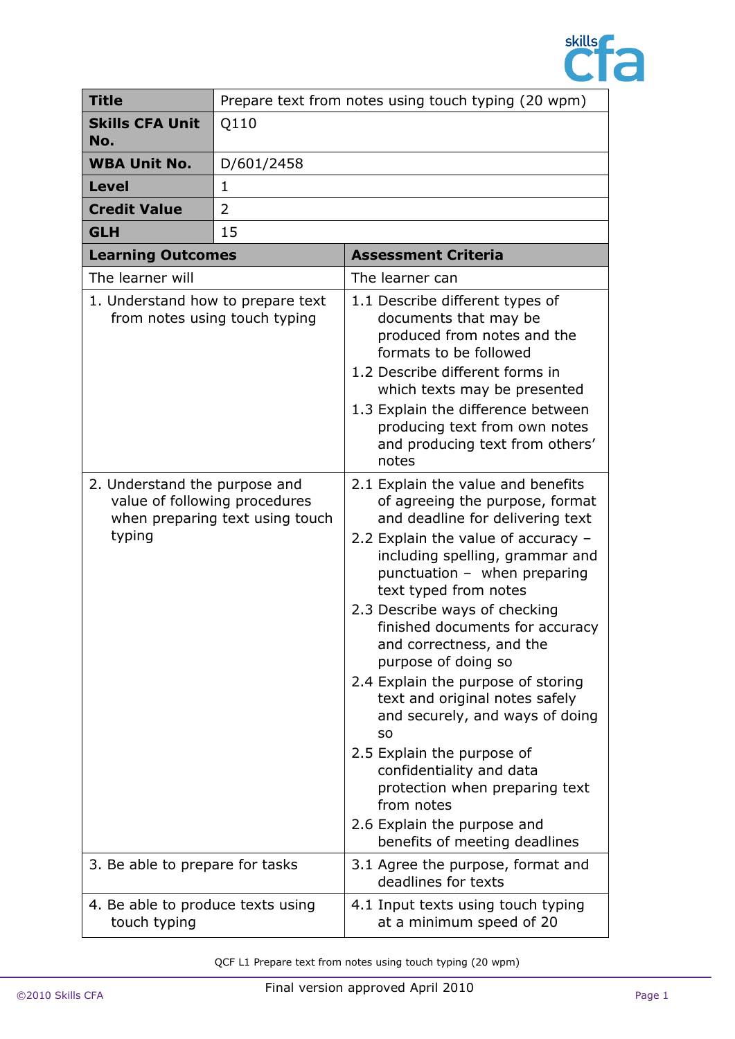| **Title** | Prepare text from notes using touch typing (20 wpm) |
|---|---|
| **Skills CFA Unit No.** | Q110 |
| **WBA Unit No.** | D/601/2458 |
| **Level** | 1 |
| **Credit Value** | 2 |
| **GLH** | 15 |

| **Learning Outcomes** | **Assessment Criteria** |
|---|---|
| The learner will | The learner can |
| 1. Understand how to prepare text from notes using touch typing | 1.1 Describe different types of documents that may be produced from notes and the formats to be followed<br>1.2 Describe different forms in which texts may be presented<br>1.3 Explain the difference between producing text from own notes and producing text from others' notes |
| 2. Understand the purpose and value of following procedures when preparing text using touch typing | 2.1 Explain the value and benefits of agreeing the purpose, format and deadline for delivering text<br>2.2 Explain the value of accuracy – including spelling, grammar and punctuation – when preparing text typed from notes<br>2.3 Describe ways of checking finished documents for accuracy and correctness, and the purpose of doing so<br>2.4 Explain the purpose of storing text and original notes safely and securely, and ways of doing so<br>2.5 Explain the purpose of confidentiality and data protection when preparing text from notes<br>2.6 Explain the purpose and benefits of meeting deadlines |
| 3. Be able to prepare for tasks | 3.1 Agree the purpose, format and deadlines for texts |
| 4. Be able to produce texts using touch typing | 4.1 Input texts using touch typing at a minimum speed of 20 |

Final version approved April 2010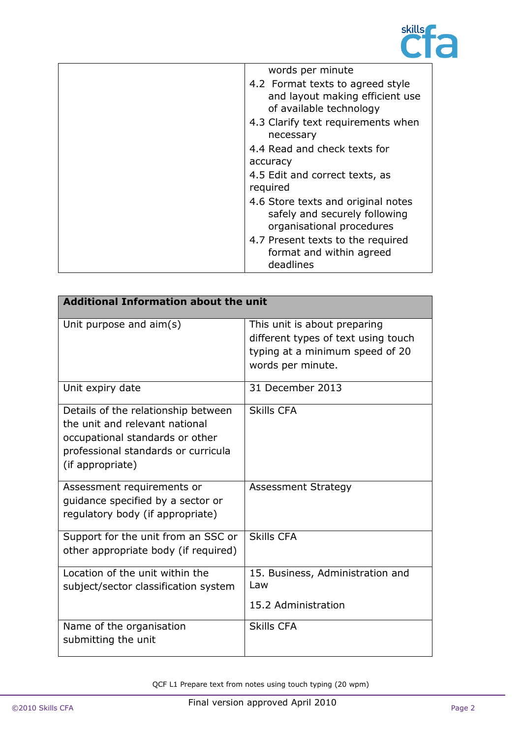| | |
|---|---|
| | words per minute<br>4.2 Format texts to agreed style and layout making efficient use of available technology<br>4.3 Clarify text requirements when necessary<br>4.4 Read and check texts for accuracy<br>4.5 Edit and correct texts, as required<br>4.6 Store texts and original notes safely and securely following organisational procedures<br>4.7 Present texts to the required format and within agreed deadlines |

| **Additional Information about the unit** | |
|---|---|
| Unit purpose and aim(s) | This unit is about preparing different types of text using touch typing at a minimum speed of 20 words per minute. |
| Unit expiry date | 31 December 2013 |
| Details of the relationship between the unit and relevant national occupational standards or other professional standards or curricula (if appropriate) | Skills CFA |
| Assessment requirements or guidance specified by a sector or regulatory body (if appropriate) | Assessment Strategy |
| Support for the unit from an SSC or other appropriate body (if required) | Skills CFA |
| Location of the unit within the subject/sector classification system | 15. Business, Administration and Law<br><br>15.2 Administration |
| Name of the organisation submitting the unit | Skills CFA |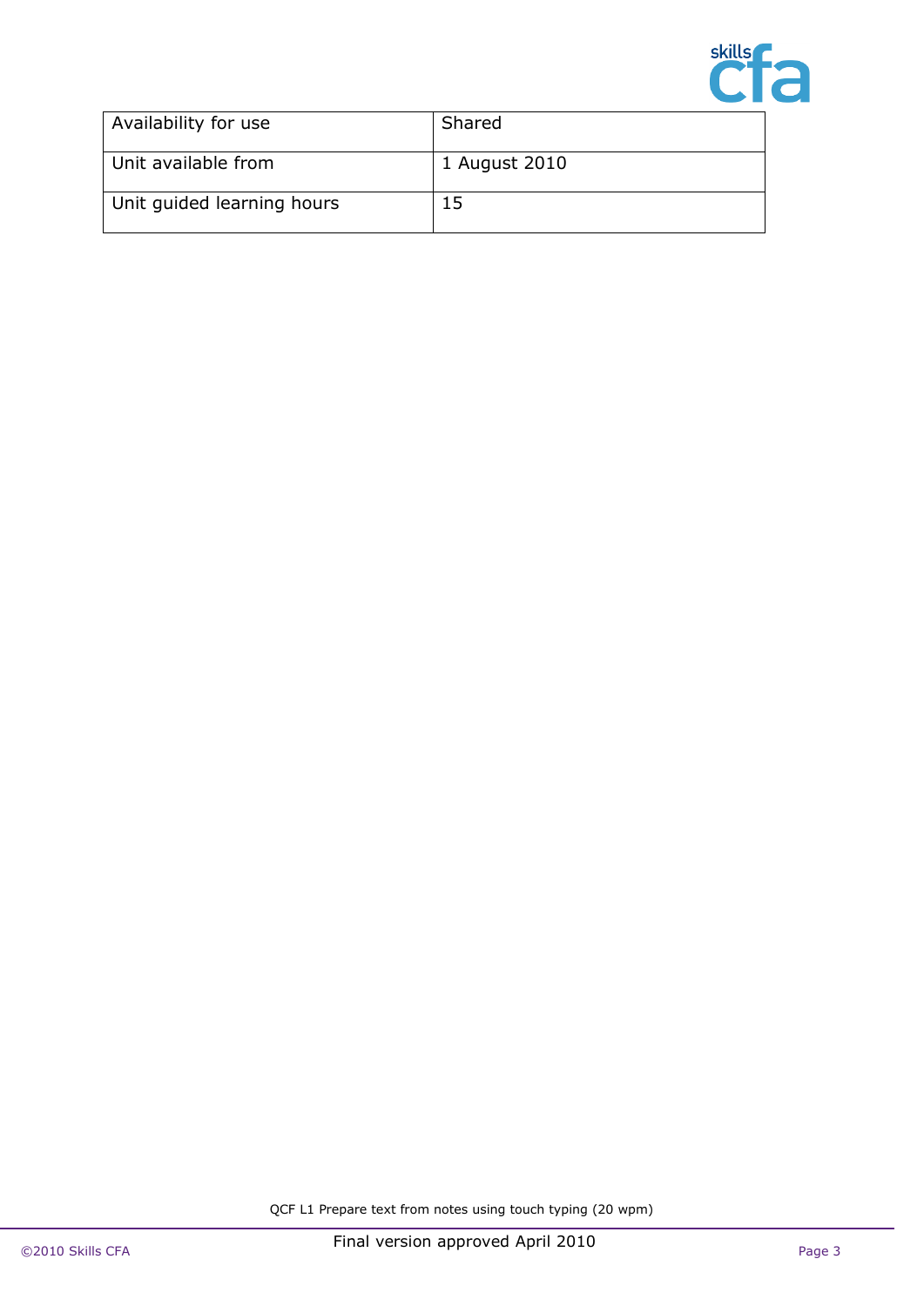| Availability for use | Shared |
| --- | --- |
| Unit available from | 1 August 2010 |
| Unit guided learning hours | 15 |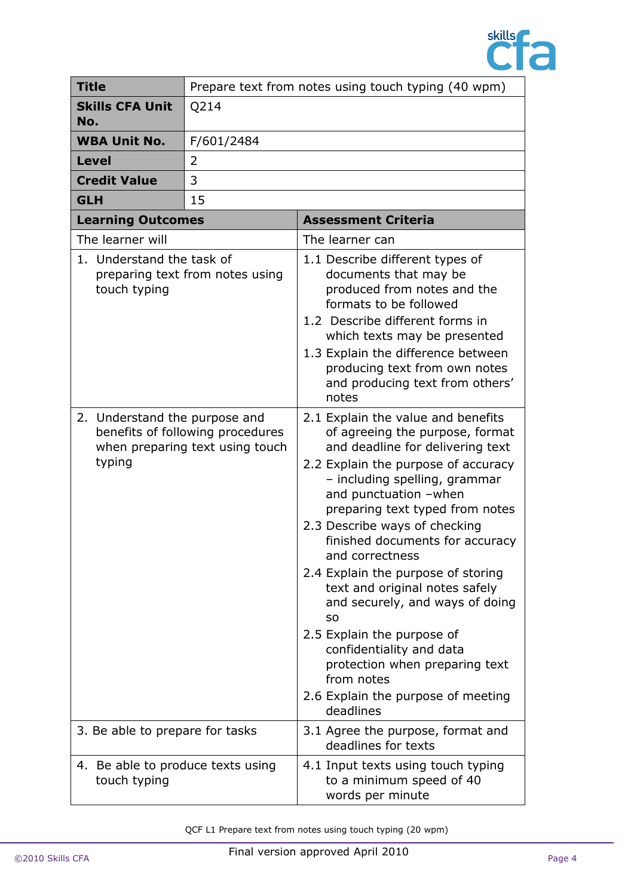| **Title** | Prepare text from notes using touch typing (40 wpm) |
|---|---|
| **Skills CFA Unit No.** | Q214 |
| **WBA Unit No.** | F/601/2484 |
| **Level** | 2 |
| **Credit Value** | 3 |
| **GLH** | 15 |

| **Learning Outcomes** | **Assessment Criteria** |
|---|---|
| The learner will | The learner can |
| 1. Understand the task of preparing text from notes using touch typing | 1.1 Describe different types of documents that may be produced from notes and the formats to be followed<br>1.2 Describe different forms in which texts may be presented<br>1.3 Explain the difference between producing text from own notes and producing text from others' notes |
| 2. Understand the purpose and benefits of following procedures when preparing text using touch typing | 2.1 Explain the value and benefits of agreeing the purpose, format and deadline for delivering text<br>2.2 Explain the purpose of accuracy – including spelling, grammar and punctuation –when preparing text typed from notes<br>2.3 Describe ways of checking finished documents for accuracy and correctness<br>2.4 Explain the purpose of storing text and original notes safely and securely, and ways of doing so<br>2.5 Explain the purpose of confidentiality and data protection when preparing text from notes<br>2.6 Explain the purpose of meeting deadlines |
| 3. Be able to prepare for tasks | 3.1 Agree the purpose, format and deadlines for texts |
| 4. Be able to produce texts using touch typing | 4.1 Input texts using touch typing to a minimum speed of 40 words per minute |

QCF L1 Prepare text from notes using touch typing (20 wpm)

Final version approved April 2010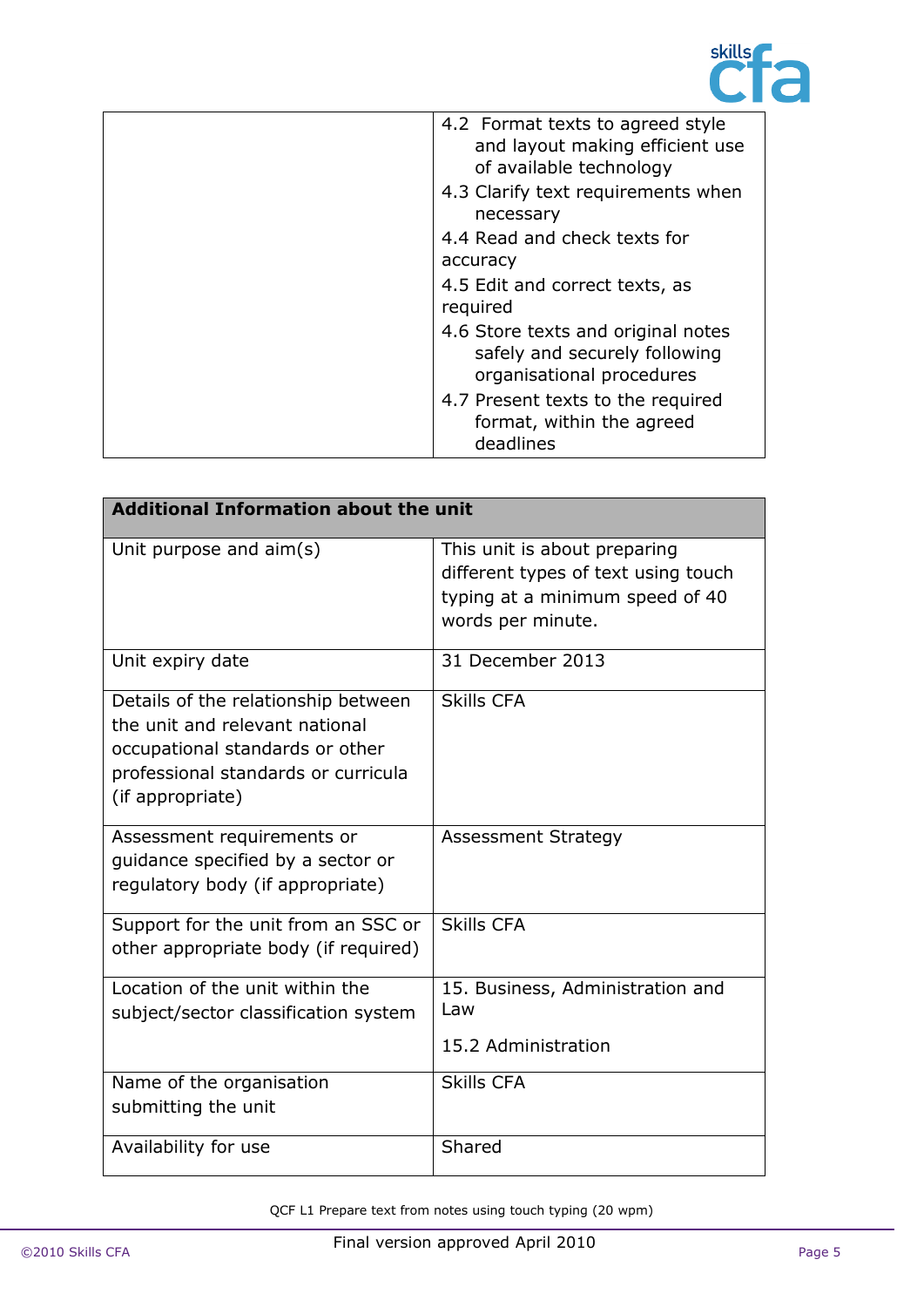| | |
|---|---|
| | 4.2 Format texts to agreed style and layout making efficient use of available technology<br>4.3 Clarify text requirements when necessary<br>4.4 Read and check texts for accuracy<br>4.5 Edit and correct texts, as required<br>4.6 Store texts and original notes safely and securely following organisational procedures<br>4.7 Present texts to the required format, within the agreed deadlines |

| **Additional Information about the unit** | |
|---|---|
| Unit purpose and aim(s) | This unit is about preparing different types of text using touch typing at a minimum speed of 40 words per minute. |
| Unit expiry date | 31 December 2013 |
| Details of the relationship between the unit and relevant national occupational standards or other professional standards or curricula (if appropriate) | Skills CFA |
| Assessment requirements or guidance specified by a sector or regulatory body (if appropriate) | Assessment Strategy |
| Support for the unit from an SSC or other appropriate body (if required) | Skills CFA |
| Location of the unit within the subject/sector classification system | 15. Business, Administration and Law<br><br>15.2 Administration |
| Name of the organisation submitting the unit | Skills CFA |
| Availability for use | Shared |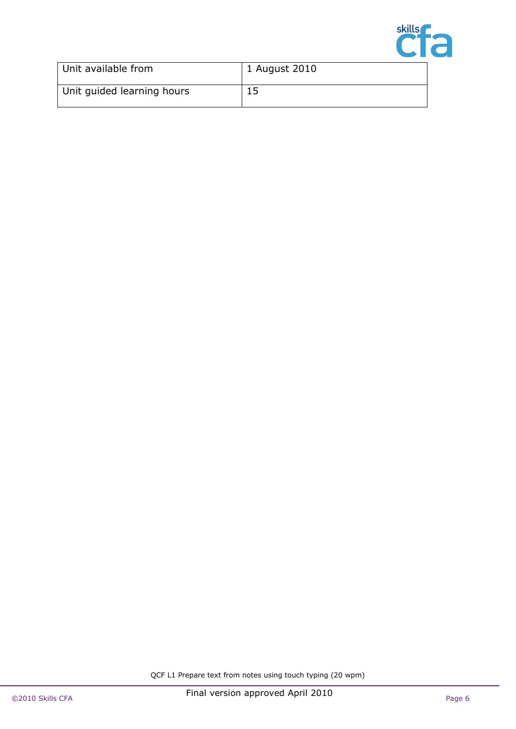| Unit available from | 1 August 2010 |
|---|---|
| Unit guided learning hours | 15 |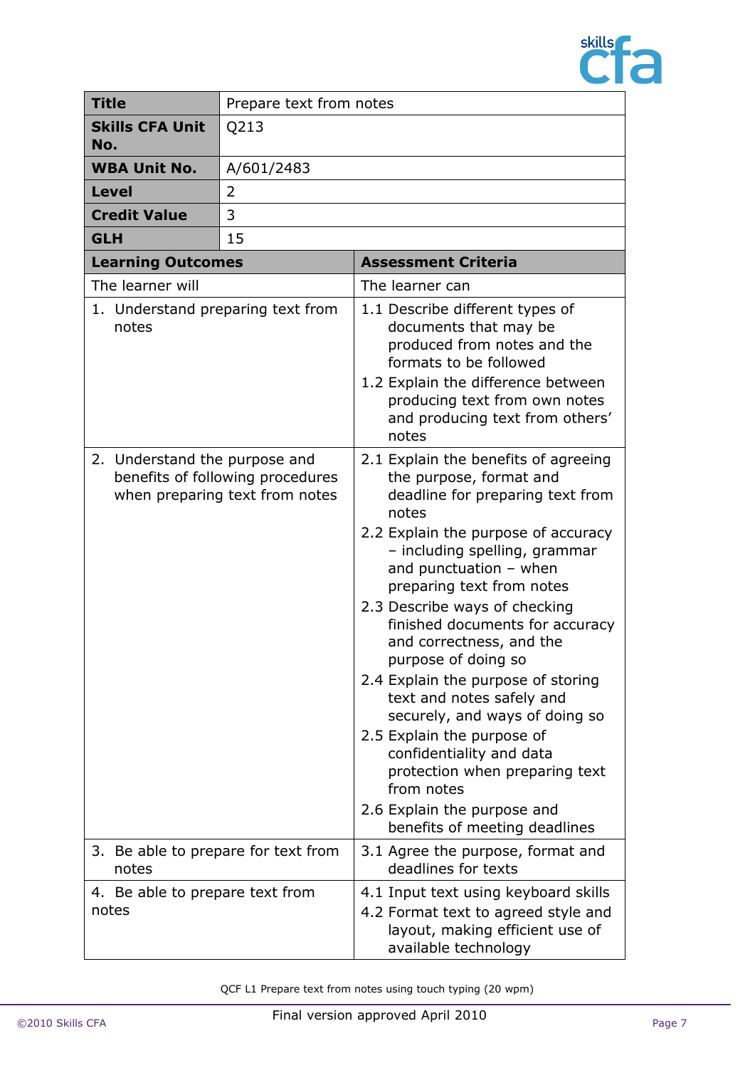| Title | Prepare text from notes |
|---|---|
| Skills CFA Unit No. | Q213 |
| WBA Unit No. | A/601/2483 |
| Level | 2 |
| Credit Value | 3 |
| GLH | 15 |

| Learning Outcomes | Assessment Criteria |
|---|---|
| The learner will | The learner can |
| 1. Understand preparing text from notes | 1.1 Describe different types of documents that may be produced from notes and the formats to be followed<br>1.2 Explain the difference between producing text from own notes and producing text from others' notes |
| 2. Understand the purpose and benefits of following procedures when preparing text from notes | 2.1 Explain the benefits of agreeing the purpose, format and deadline for preparing text from notes<br>2.2 Explain the purpose of accuracy – including spelling, grammar and punctuation – when preparing text from notes<br>2.3 Describe ways of checking finished documents for accuracy and correctness, and the purpose of doing so<br>2.4 Explain the purpose of storing text and notes safely and securely, and ways of doing so<br>2.5 Explain the purpose of confidentiality and data protection when preparing text from notes<br>2.6 Explain the purpose and benefits of meeting deadlines |
| 3. Be able to prepare for text from notes | 3.1 Agree the purpose, format and deadlines for texts |
| 4. Be able to prepare text from notes | 4.1 Input text using keyboard skills<br>4.2 Format text to agreed style and layout, making efficient use of available technology |

QCF L1 Prepare text from notes using touch typing (20 wpm)

Final version approved April 2010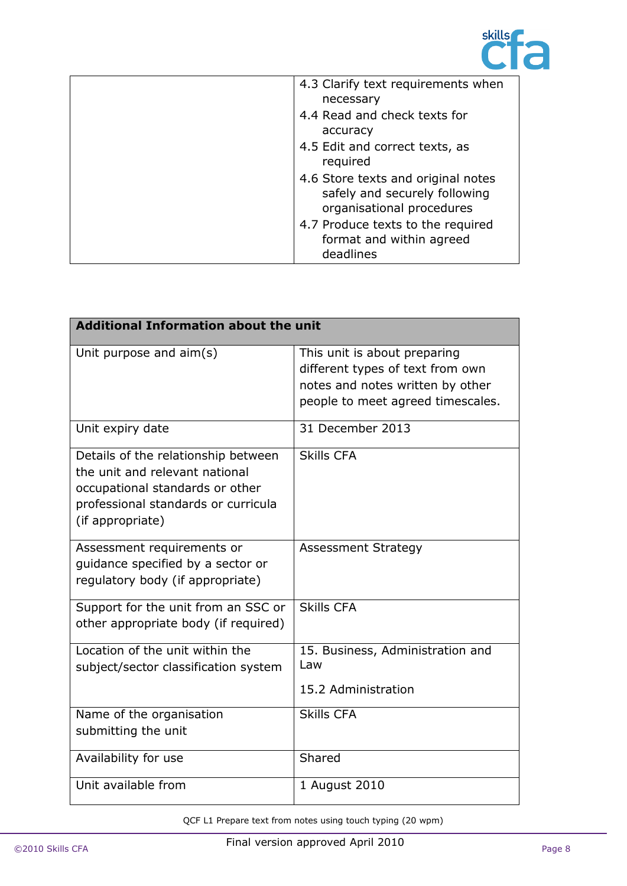| | |
|---|---|
| | 4.3 Clarify text requirements when necessary<br>4.4 Read and check texts for accuracy<br>4.5 Edit and correct texts, as required<br>4.6 Store texts and original notes safely and securely following organisational procedures<br>4.7 Produce texts to the required format and within agreed deadlines |

| **Additional Information about the unit** | |
|---|---|
| Unit purpose and aim(s) | This unit is about preparing different types of text from own notes and notes written by other people to meet agreed timescales. |
| Unit expiry date | 31 December 2013 |
| Details of the relationship between the unit and relevant national occupational standards or other professional standards or curricula (if appropriate) | Skills CFA |
| Assessment requirements or guidance specified by a sector or regulatory body (if appropriate) | Assessment Strategy |
| Support for the unit from an SSC or other appropriate body (if required) | Skills CFA |
| Location of the unit within the subject/sector classification system | 15. Business, Administration and Law<br><br>15.2 Administration |
| Name of the organisation submitting the unit | Skills CFA |
| Availability for use | Shared |
| Unit available from | 1 August 2010 |

QCF L1 Prepare text from notes using touch typing (20 wpm)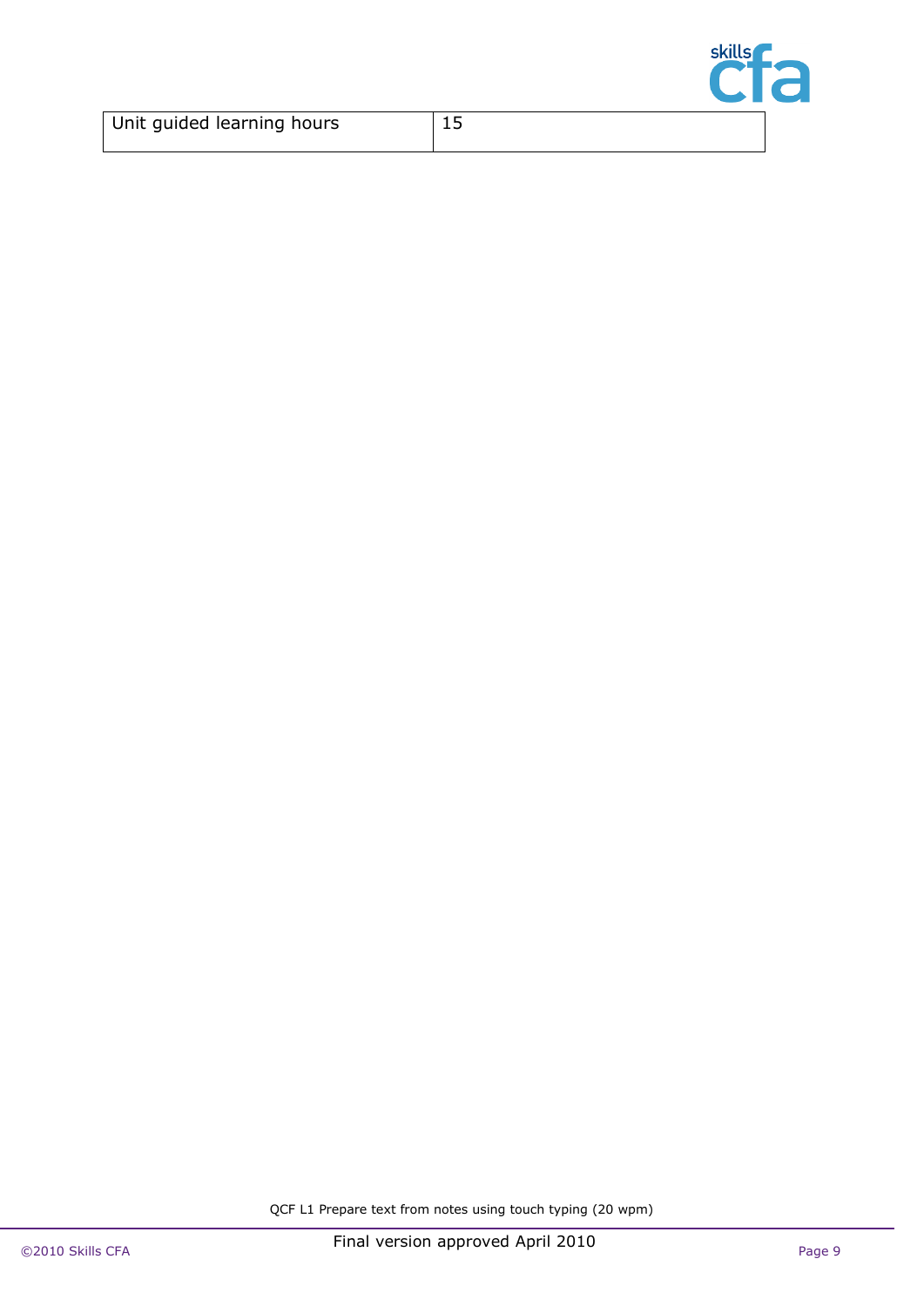| Unit guided learning hours | 15 |
|---|---|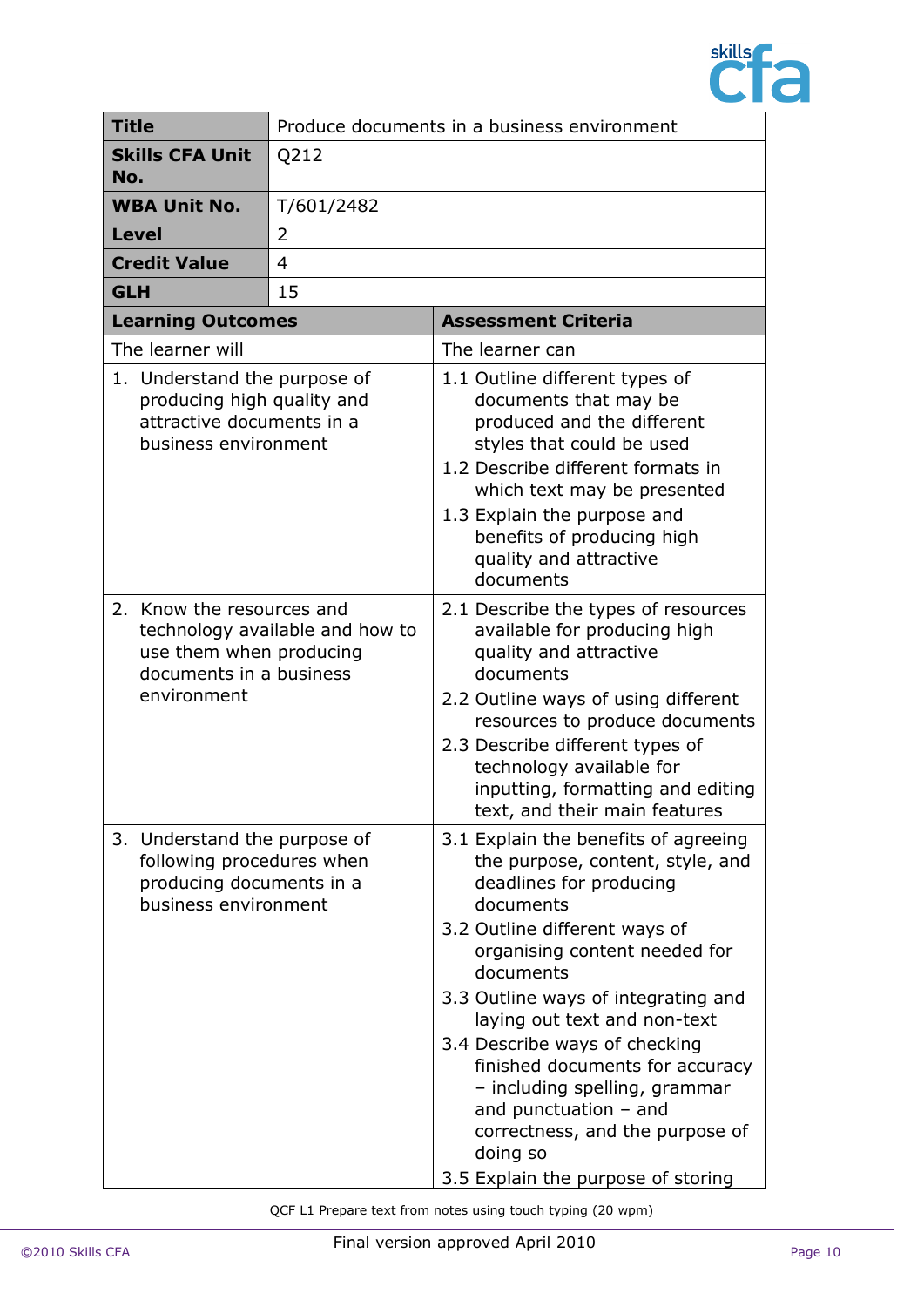| Title | Produce documents in a business environment |
|---|---|
| **Skills CFA Unit No.** | Q212 |
| **WBA Unit No.** | T/601/2482 |
| **Level** | 2 |
| **Credit Value** | 4 |
| **GLH** | 15 |

| Learning Outcomes | Assessment Criteria |
|---|---|
| The learner will | The learner can |
| 1. Understand the purpose of producing high quality and attractive documents in a business environment | 1.1 Outline different types of documents that may be produced and the different styles that could be used<br>1.2 Describe different formats in which text may be presented<br>1.3 Explain the purpose and benefits of producing high quality and attractive documents |
| 2. Know the resources and technology available and how to use them when producing documents in a business environment | 2.1 Describe the types of resources available for producing high quality and attractive documents<br>2.2 Outline ways of using different resources to produce documents<br>2.3 Describe different types of technology available for inputting, formatting and editing text, and their main features |
| 3. Understand the purpose of following procedures when producing documents in a business environment | 3.1 Explain the benefits of agreeing the purpose, content, style, and deadlines for producing documents<br>3.2 Outline different ways of organising content needed for documents<br>3.3 Outline ways of integrating and laying out text and non-text<br>3.4 Describe ways of checking finished documents for accuracy – including spelling, grammar and punctuation – and correctness, and the purpose of doing so<br>3.5 Explain the purpose of storing |

QCF L1 Prepare text from notes using touch typing (20 wpm)

Final version approved April 2010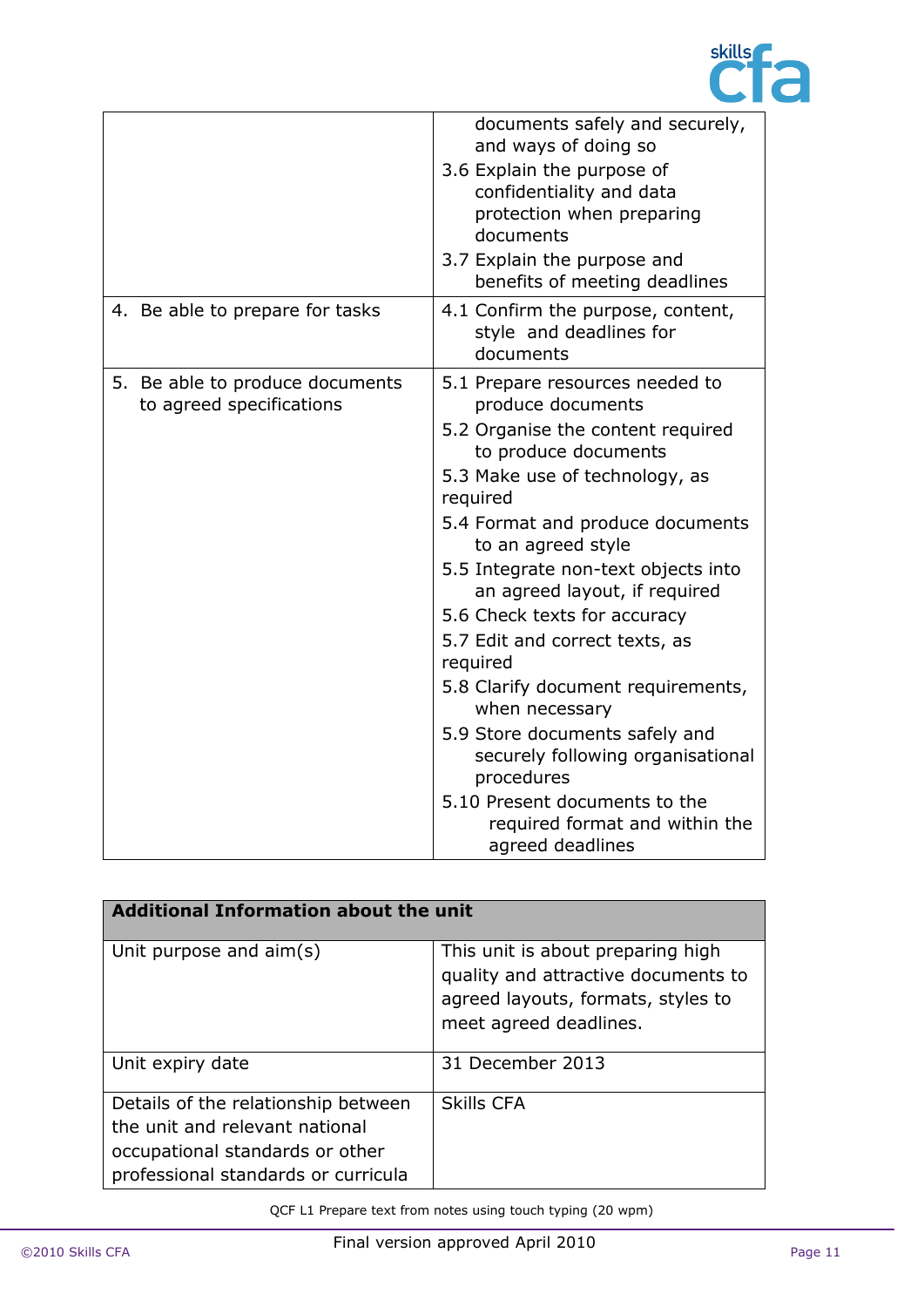|  |  |
|---|---|
|  | documents safely and securely, and ways of doing so<br>3.6 Explain the purpose of confidentiality and data protection when preparing documents<br>3.7 Explain the purpose and benefits of meeting deadlines |
| 4. Be able to prepare for tasks | 4.1 Confirm the purpose, content, style and deadlines for documents |
| 5. Be able to produce documents to agreed specifications | 5.1 Prepare resources needed to produce documents<br>5.2 Organise the content required to produce documents<br>5.3 Make use of technology, as required<br>5.4 Format and produce documents to an agreed style<br>5.5 Integrate non-text objects into an agreed layout, if required<br>5.6 Check texts for accuracy<br>5.7 Edit and correct texts, as required<br>5.8 Clarify document requirements, when necessary<br>5.9 Store documents safely and securely following organisational procedures<br>5.10 Present documents to the required format and within the agreed deadlines |

| **Additional Information about the unit** |  |
|---|---|
| Unit purpose and aim(s) | This unit is about preparing high quality and attractive documents to agreed layouts, formats, styles to meet agreed deadlines. |
| Unit expiry date | 31 December 2013 |
| Details of the relationship between the unit and relevant national occupational standards or other professional standards or curricula | Skills CFA |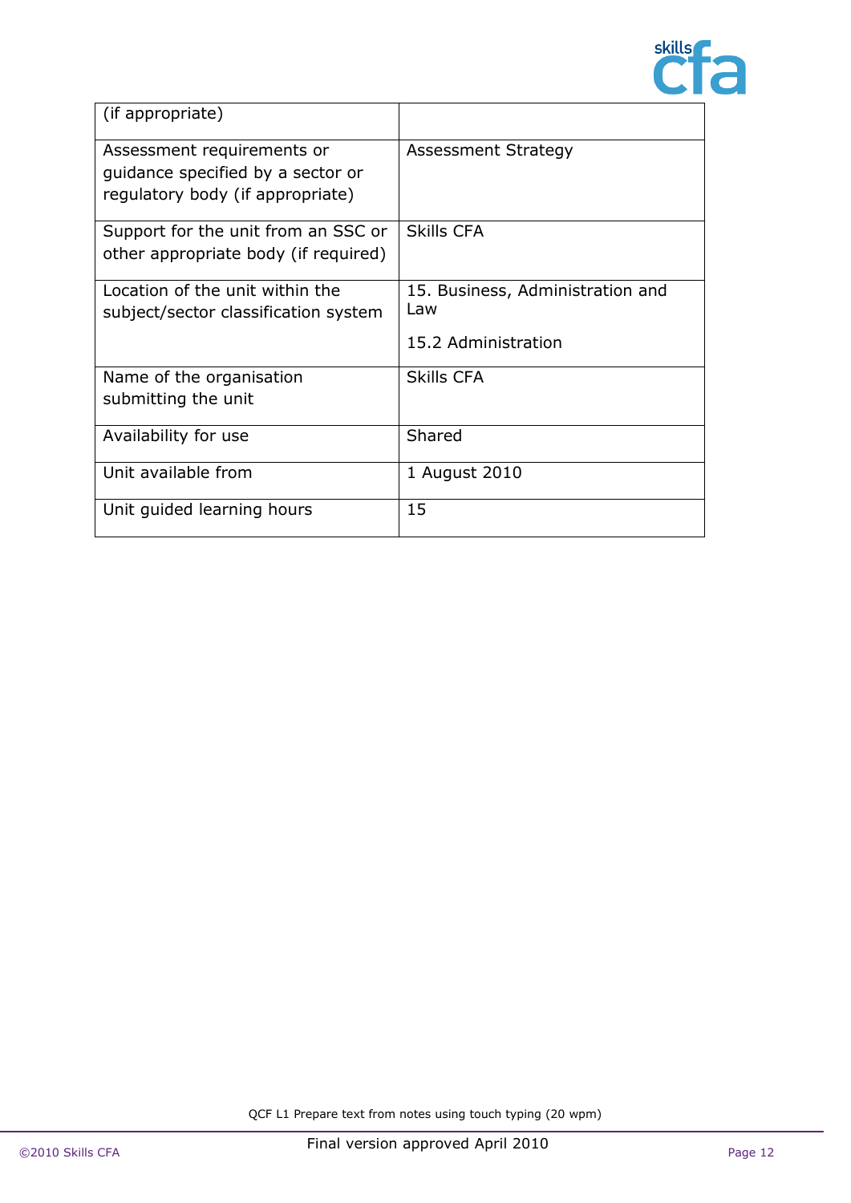| | |
|---|---|
| (if appropriate) | |
| Assessment requirements or guidance specified by a sector or regulatory body (if appropriate) | Assessment Strategy |
| Support for the unit from an SSC or other appropriate body (if required) | Skills CFA |
| Location of the unit within the subject/sector classification system | 15. Business, Administration and Law<br><br>15.2 Administration |
| Name of the organisation submitting the unit | Skills CFA |
| Availability for use | Shared |
| Unit available from | 1 August 2010 |
| Unit guided learning hours | 15 |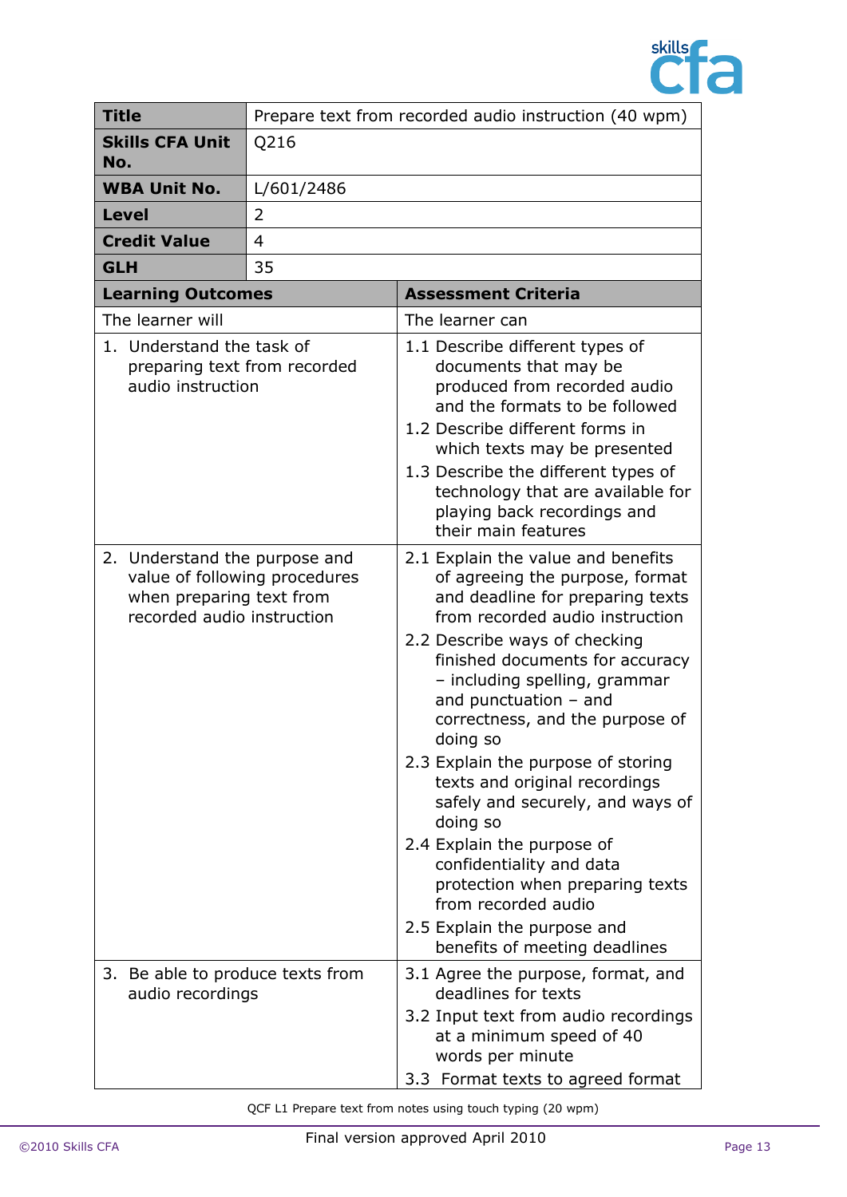| **Title** | Prepare text from recorded audio instruction (40 wpm) |
|---|---|
| **Skills CFA Unit No.** | Q216 |
| **WBA Unit No.** | L/601/2486 |
| **Level** | 2 |
| **Credit Value** | 4 |
| **GLH** | 35 |

| **Learning Outcomes** | **Assessment Criteria** |
|---|---|
| The learner will | The learner can |
| 1. Understand the task of preparing text from recorded audio instruction | 1.1 Describe different types of documents that may be produced from recorded audio and the formats to be followed<br>1.2 Describe different forms in which texts may be presented<br>1.3 Describe the different types of technology that are available for playing back recordings and their main features |
| 2. Understand the purpose and value of following procedures when preparing text from recorded audio instruction | 2.1 Explain the value and benefits of agreeing the purpose, format and deadline for preparing texts from recorded audio instruction<br>2.2 Describe ways of checking finished documents for accuracy – including spelling, grammar and punctuation – and correctness, and the purpose of doing so<br>2.3 Explain the purpose of storing texts and original recordings safely and securely, and ways of doing so<br>2.4 Explain the purpose of confidentiality and data protection when preparing texts from recorded audio<br>2.5 Explain the purpose and benefits of meeting deadlines |
| 3. Be able to produce texts from audio recordings | 3.1 Agree the purpose, format, and deadlines for texts<br>3.2 Input text from audio recordings at a minimum speed of 40 words per minute<br>3.3 Format texts to agreed format |

QCF L1 Prepare text from notes using touch typing (20 wpm)

Final version approved April 2010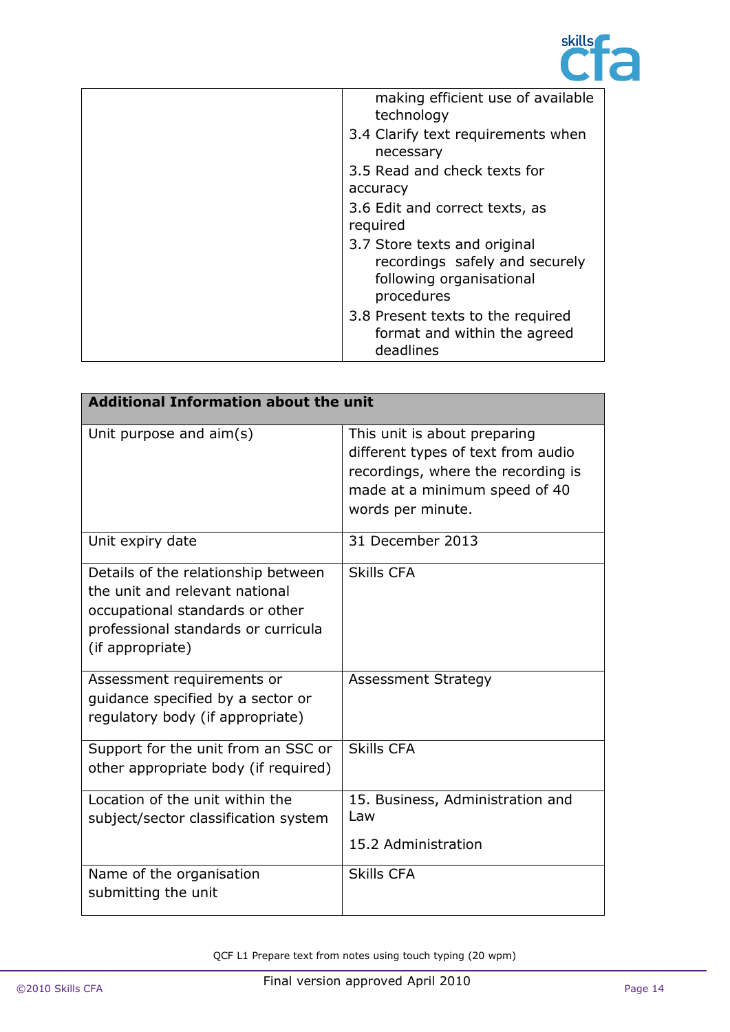| | |
|---|---|
| | making efficient use of available technology<br>3.4 Clarify text requirements when necessary<br>3.5 Read and check texts for accuracy<br>3.6 Edit and correct texts, as required<br>3.7 Store texts and original recordings safely and securely following organisational procedures<br>3.8 Present texts to the required format and within the agreed deadlines |

| Additional Information about the unit | |
|---|---|
| Unit purpose and aim(s) | This unit is about preparing different types of text from audio recordings, where the recording is made at a minimum speed of 40 words per minute. |
| Unit expiry date | 31 December 2013 |
| Details of the relationship between the unit and relevant national occupational standards or other professional standards or curricula (if appropriate) | Skills CFA |
| Assessment requirements or guidance specified by a sector or regulatory body (if appropriate) | Assessment Strategy |
| Support for the unit from an SSC or other appropriate body (if required) | Skills CFA |
| Location of the unit within the subject/sector classification system | 15. Business, Administration and Law<br><br>15.2 Administration |
| Name of the organisation submitting the unit | Skills CFA |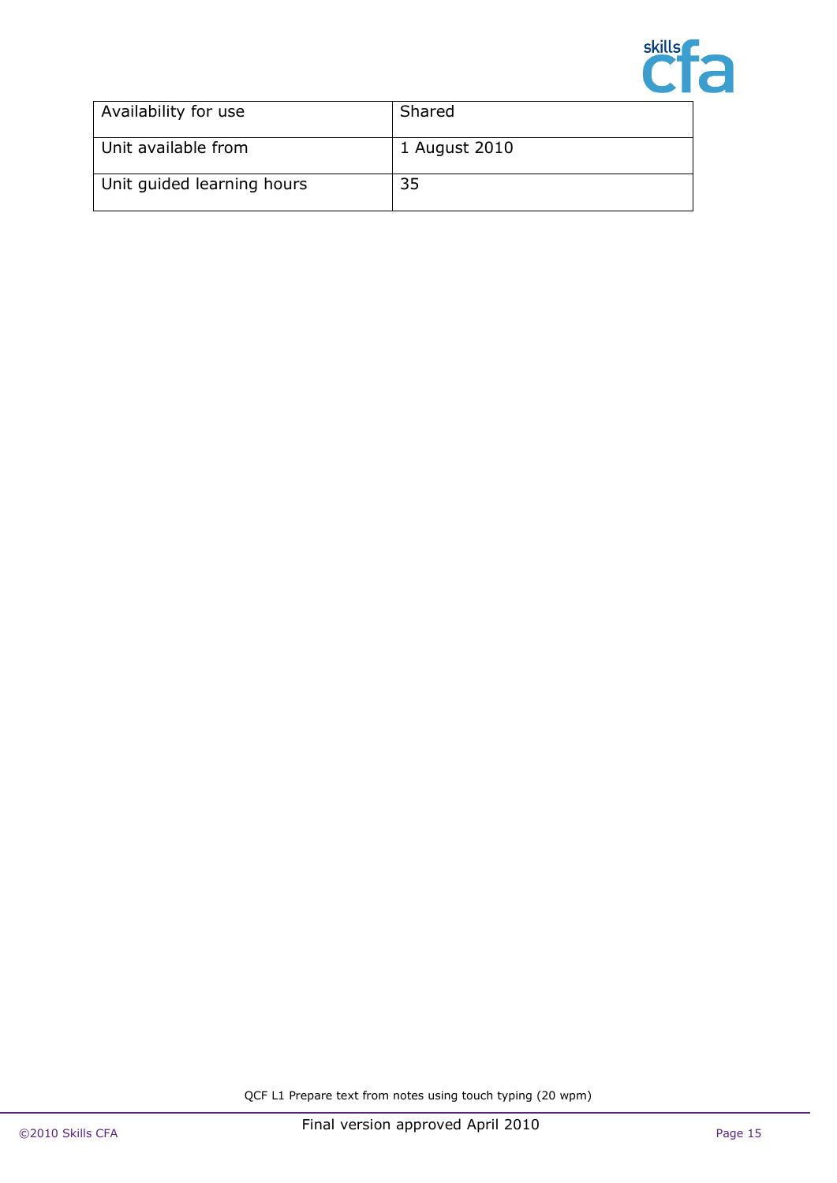| Availability for use | Shared |
|---|---|
| Unit available from | 1 August 2010 |
| Unit guided learning hours | 35 |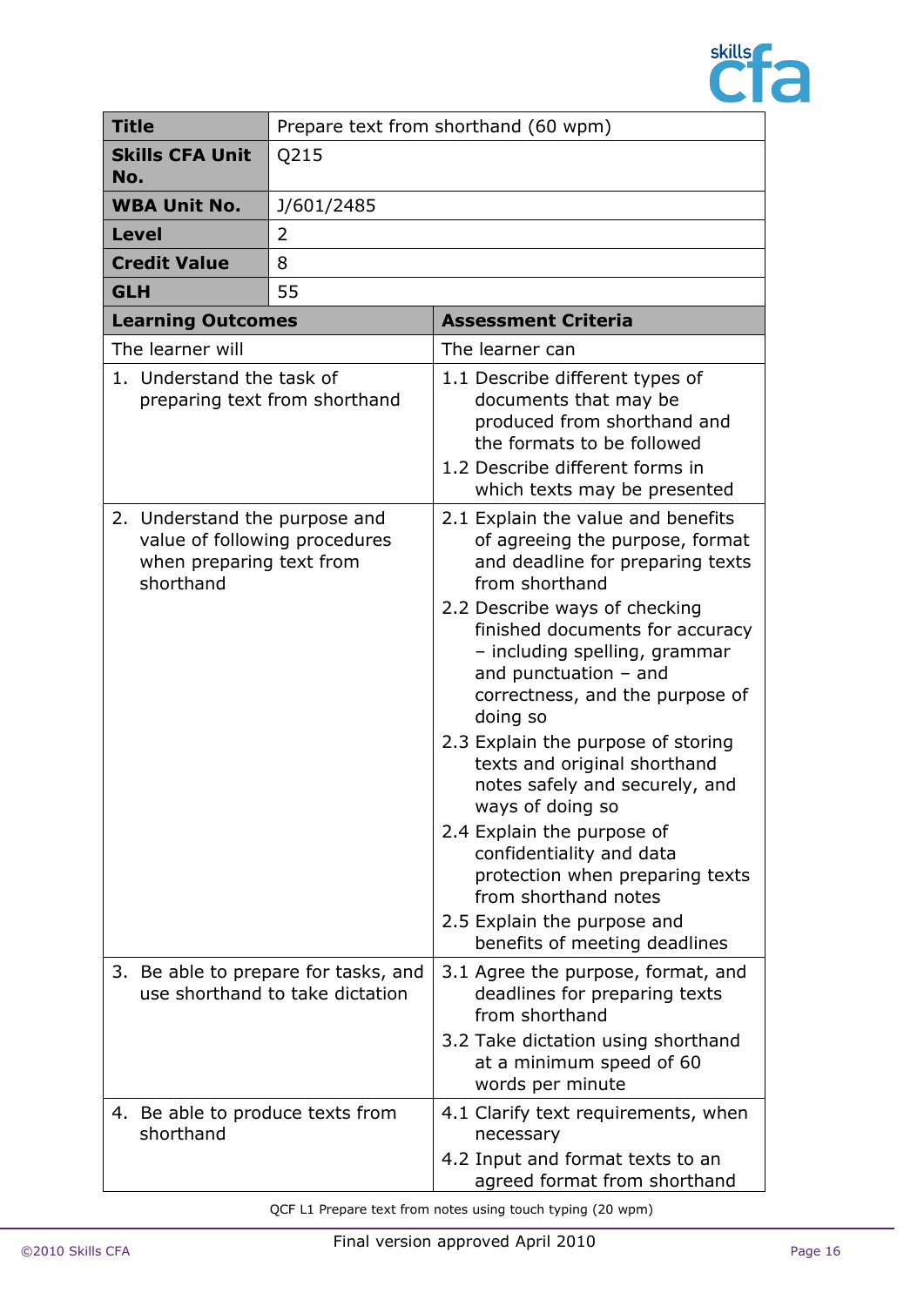| **Title** | Prepare text from shorthand (60 wpm) |
|---|---|
| **Skills CFA Unit No.** | Q215 |
| **WBA Unit No.** | J/601/2485 |
| **Level** | 2 |
| **Credit Value** | 8 |
| **GLH** | 55 |

| **Learning Outcomes** | **Assessment Criteria** |
|---|---|
| The learner will | The learner can |
| 1. Understand the task of preparing text from shorthand | 1.1 Describe different types of documents that may be produced from shorthand and the formats to be followed<br>1.2 Describe different forms in which texts may be presented |
| 2. Understand the purpose and value of following procedures when preparing text from shorthand | 2.1 Explain the value and benefits of agreeing the purpose, format and deadline for preparing texts from shorthand<br>2.2 Describe ways of checking finished documents for accuracy – including spelling, grammar and punctuation – and correctness, and the purpose of doing so<br>2.3 Explain the purpose of storing texts and original shorthand notes safely and securely, and ways of doing so<br>2.4 Explain the purpose of confidentiality and data protection when preparing texts from shorthand notes<br>2.5 Explain the purpose and benefits of meeting deadlines |
| 3. Be able to prepare for tasks, and use shorthand to take dictation | 3.1 Agree the purpose, format, and deadlines for preparing texts from shorthand<br>3.2 Take dictation using shorthand at a minimum speed of 60 words per minute |
| 4. Be able to produce texts from shorthand | 4.1 Clarify text requirements, when necessary<br>4.2 Input and format texts to an agreed format from shorthand |

QCF L1 Prepare text from notes using touch typing (20 wpm)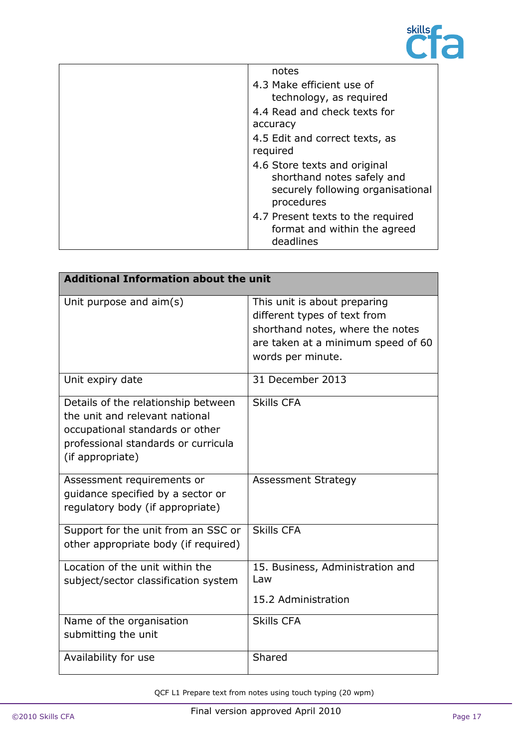| | |
|---|---|
| | notes<br>4.3 Make efficient use of technology, as required<br>4.4 Read and check texts for accuracy<br>4.5 Edit and correct texts, as required<br>4.6 Store texts and original shorthand notes safely and securely following organisational procedures<br>4.7 Present texts to the required format and within the agreed deadlines |

| **Additional Information about the unit** | |
|---|---|
| Unit purpose and aim(s) | This unit is about preparing different types of text from shorthand notes, where the notes are taken at a minimum speed of 60 words per minute. |
| Unit expiry date | 31 December 2013 |
| Details of the relationship between the unit and relevant national occupational standards or other professional standards or curricula (if appropriate) | Skills CFA |
| Assessment requirements or guidance specified by a sector or regulatory body (if appropriate) | Assessment Strategy |
| Support for the unit from an SSC or other appropriate body (if required) | Skills CFA |
| Location of the unit within the subject/sector classification system | 15. Business, Administration and Law<br>15.2 Administration |
| Name of the organisation submitting the unit | Skills CFA |
| Availability for use | Shared |

QCF L1 Prepare text from notes using touch typing (20 wpm)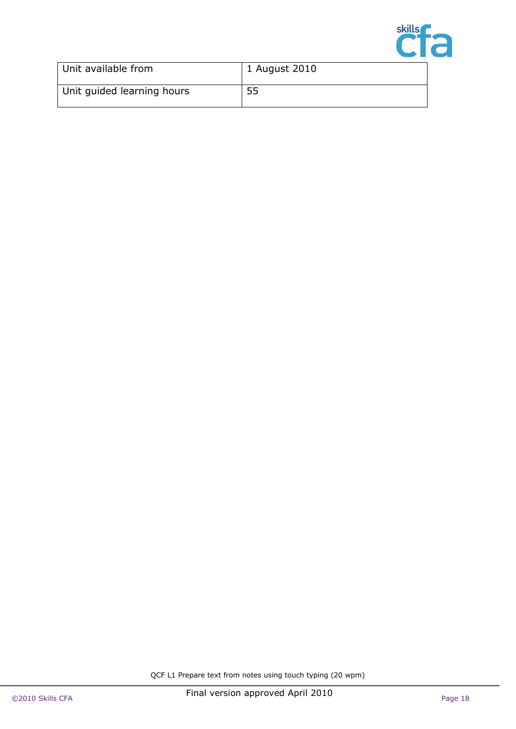| Unit available from | 1 August 2010 |
|---|---|
| Unit guided learning hours | 55 |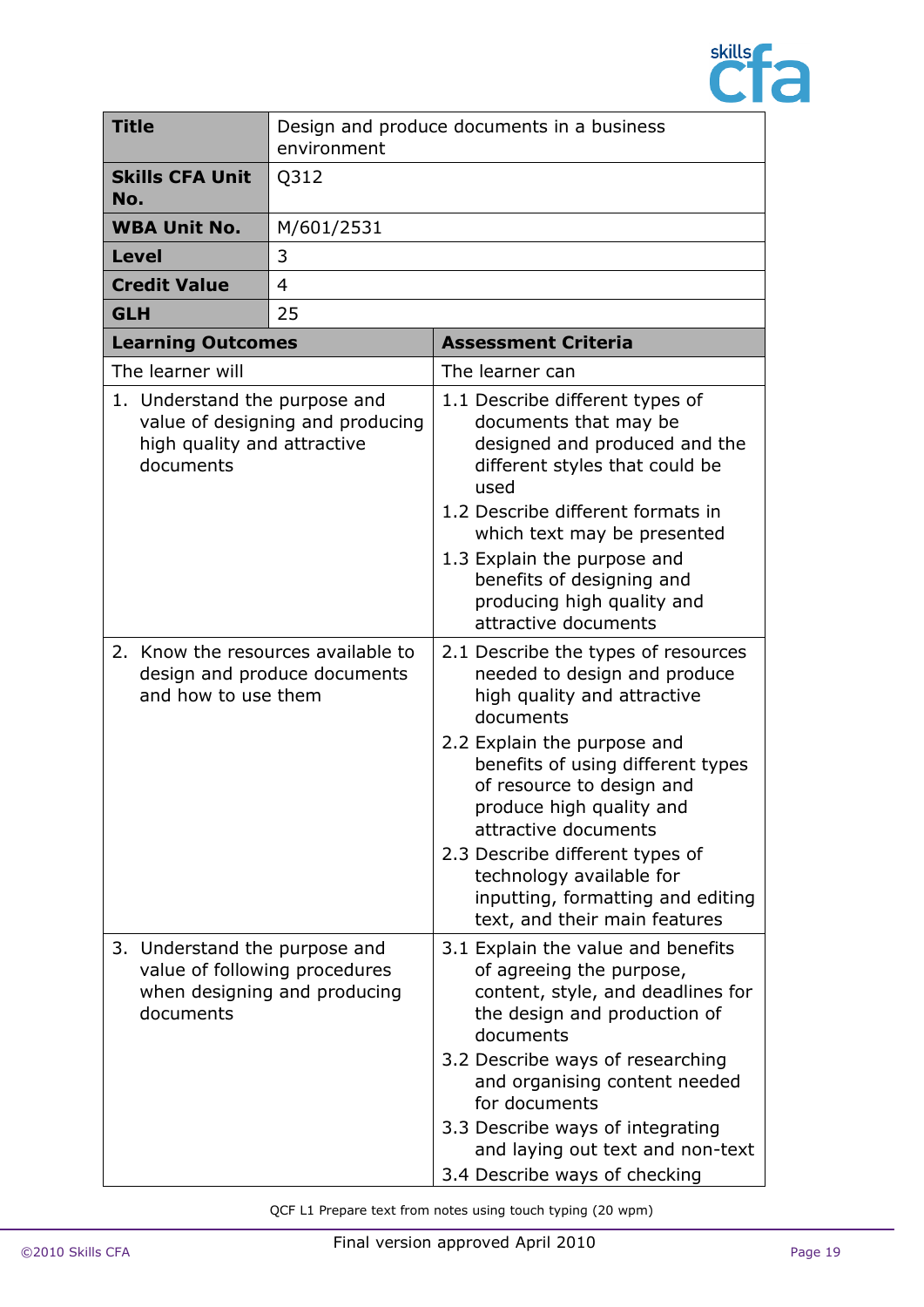| **Title** | Design and produce documents in a business environment |
|---|---|
| **Skills CFA Unit No.** | Q312 |
| **WBA Unit No.** | M/601/2531 |
| **Level** | 3 |
| **Credit Value** | 4 |
| **GLH** | 25 |

| **Learning Outcomes** | **Assessment Criteria** |
|---|---|
| The learner will | The learner can |
| 1. Understand the purpose and value of designing and producing high quality and attractive documents | 1.1 Describe different types of documents that may be designed and produced and the different styles that could be used<br>1.2 Describe different formats in which text may be presented<br>1.3 Explain the purpose and benefits of designing and producing high quality and attractive documents |
| 2. Know the resources available to design and produce documents and how to use them | 2.1 Describe the types of resources needed to design and produce high quality and attractive documents<br>2.2 Explain the purpose and benefits of using different types of resource to design and produce high quality and attractive documents<br>2.3 Describe different types of technology available for inputting, formatting and editing text, and their main features |
| 3. Understand the purpose and value of following procedures when designing and producing documents | 3.1 Explain the value and benefits of agreeing the purpose, content, style, and deadlines for the design and production of documents<br>3.2 Describe ways of researching and organising content needed for documents<br>3.3 Describe ways of integrating and laying out text and non-text<br>3.4 Describe ways of checking |

QCF L1 Prepare text from notes using touch typing (20 wpm)

Final version approved April 2010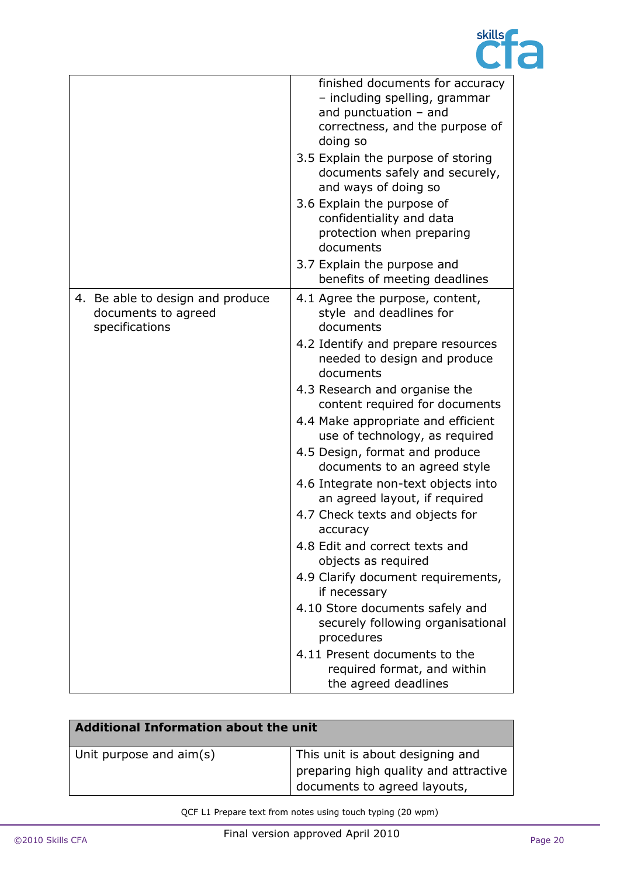| | |
|---|---|
| | finished documents for accuracy – including spelling, grammar and punctuation – and correctness, and the purpose of doing so<br>3.5 Explain the purpose of storing documents safely and securely, and ways of doing so<br>3.6 Explain the purpose of confidentiality and data protection when preparing documents<br>3.7 Explain the purpose and benefits of meeting deadlines |
| 4. Be able to design and produce documents to agreed specifications | 4.1 Agree the purpose, content, style and deadlines for documents<br>4.2 Identify and prepare resources needed to design and produce documents<br>4.3 Research and organise the content required for documents<br>4.4 Make appropriate and efficient use of technology, as required<br>4.5 Design, format and produce documents to an agreed style<br>4.6 Integrate non-text objects into an agreed layout, if required<br>4.7 Check texts and objects for accuracy<br>4.8 Edit and correct texts and objects as required<br>4.9 Clarify document requirements, if necessary<br>4.10 Store documents safely and securely following organisational procedures<br>4.11 Present documents to the required format, and within the agreed deadlines |

| **Additional Information about the unit** | |
|---|---|
| Unit purpose and aim(s) | This unit is about designing and preparing high quality and attractive documents to agreed layouts, |

QCF L1 Prepare text from notes using touch typing (20 wpm)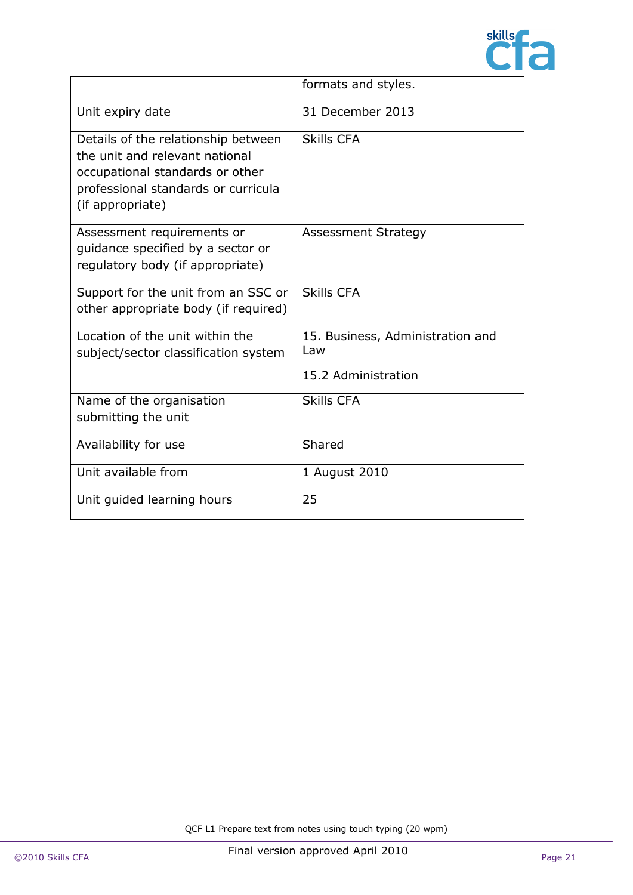| | |
|---|---|
| | formats and styles. |
| Unit expiry date | 31 December 2013 |
| Details of the relationship between the unit and relevant national occupational standards or other professional standards or curricula (if appropriate) | Skills CFA |
| Assessment requirements or guidance specified by a sector or regulatory body (if appropriate) | Assessment Strategy |
| Support for the unit from an SSC or other appropriate body (if required) | Skills CFA |
| Location of the unit within the subject/sector classification system | 15. Business, Administration and Law<br><br>15.2 Administration |
| Name of the organisation submitting the unit | Skills CFA |
| Availability for use | Shared |
| Unit available from | 1 August 2010 |
| Unit guided learning hours | 25 |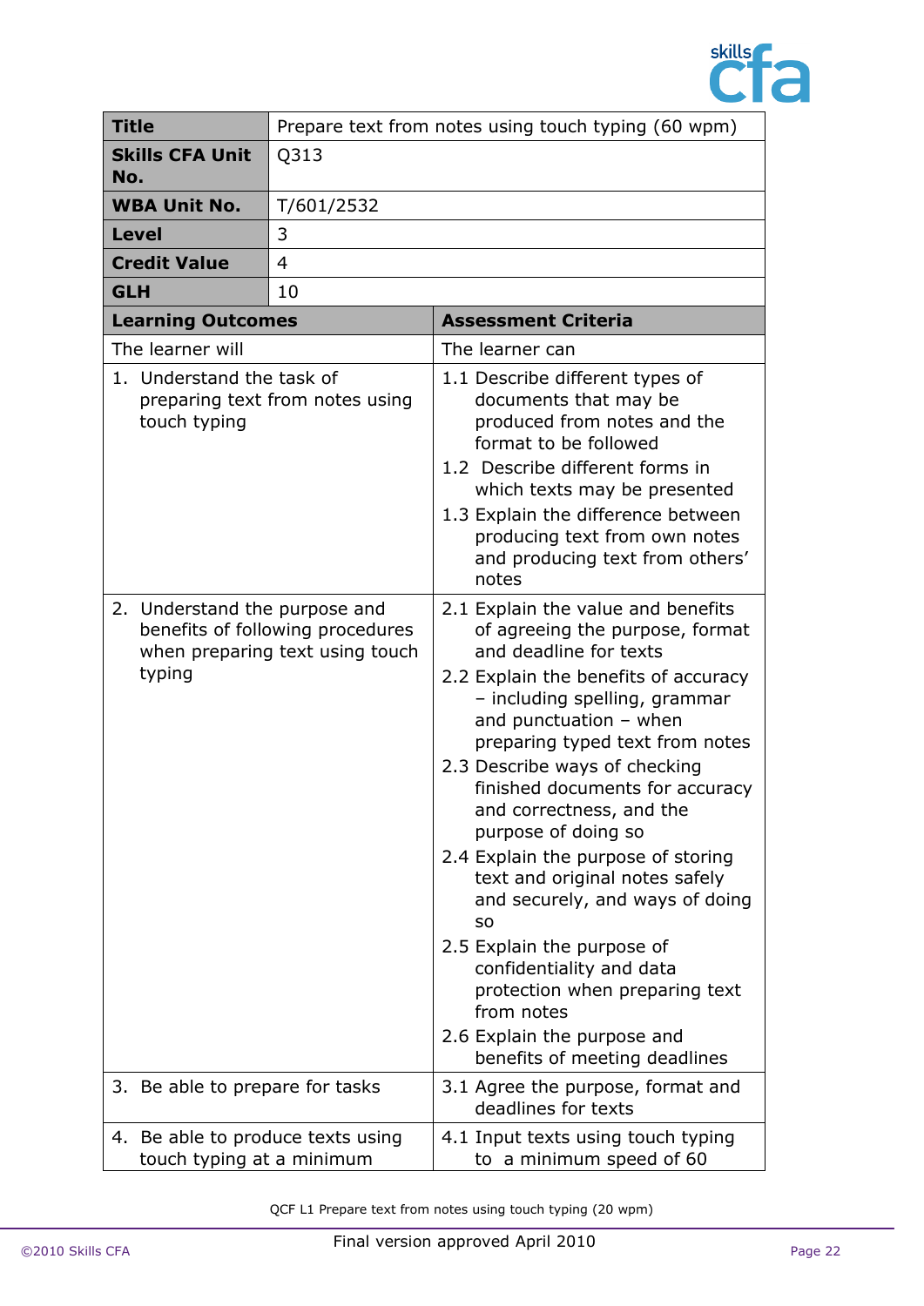| Title | Prepare text from notes using touch typing (60 wpm) |
|---|---|
| Skills CFA Unit No. | Q313 |
| WBA Unit No. | T/601/2532 |
| Level | 3 |
| Credit Value | 4 |
| GLH | 10 |

| Learning Outcomes | Assessment Criteria |
|---|---|
| The learner will | The learner can |
| 1. Understand the task of preparing text from notes using touch typing | 1.1 Describe different types of documents that may be produced from notes and the format to be followed<br>1.2 Describe different forms in which texts may be presented<br>1.3 Explain the difference between producing text from own notes and producing text from others' notes |
| 2. Understand the purpose and benefits of following procedures when preparing text using touch typing | 2.1 Explain the value and benefits of agreeing the purpose, format and deadline for texts<br>2.2 Explain the benefits of accuracy – including spelling, grammar and punctuation – when preparing typed text from notes<br>2.3 Describe ways of checking finished documents for accuracy and correctness, and the purpose of doing so<br>2.4 Explain the purpose of storing text and original notes safely and securely, and ways of doing so<br>2.5 Explain the purpose of confidentiality and data protection when preparing text from notes<br>2.6 Explain the purpose and benefits of meeting deadlines |
| 3. Be able to prepare for tasks | 3.1 Agree the purpose, format and deadlines for texts |
| 4. Be able to produce texts using touch typing at a minimum | 4.1 Input texts using touch typing to a minimum speed of 60 |

QCF L1 Prepare text from notes using touch typing (20 wpm)

Final version approved April 2010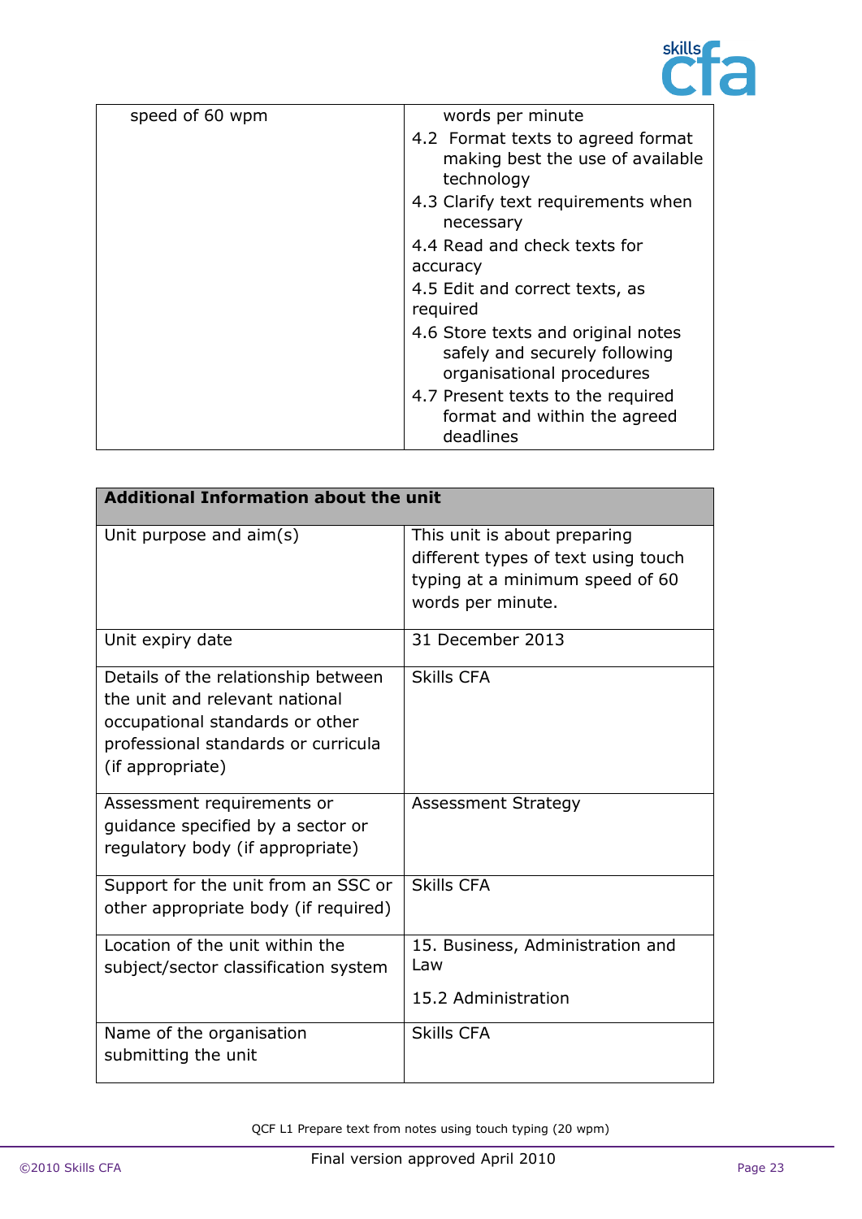| | |
|---|---|
| speed of 60 wpm | words per minute<br>4.2 Format texts to agreed format making best the use of available technology<br>4.3 Clarify text requirements when necessary<br>4.4 Read and check texts for accuracy<br>4.5 Edit and correct texts, as required<br>4.6 Store texts and original notes safely and securely following organisational procedures<br>4.7 Present texts to the required format and within the agreed deadlines |

| **Additional Information about the unit** | |
|---|---|
| Unit purpose and aim(s) | This unit is about preparing different types of text using touch typing at a minimum speed of 60 words per minute. |
| Unit expiry date | 31 December 2013 |
| Details of the relationship between the unit and relevant national occupational standards or other professional standards or curricula (if appropriate) | Skills CFA |
| Assessment requirements or guidance specified by a sector or regulatory body (if appropriate) | Assessment Strategy |
| Support for the unit from an SSC or other appropriate body (if required) | Skills CFA |
| Location of the unit within the subject/sector classification system | 15. Business, Administration and Law<br><br>15.2 Administration |
| Name of the organisation submitting the unit | Skills CFA |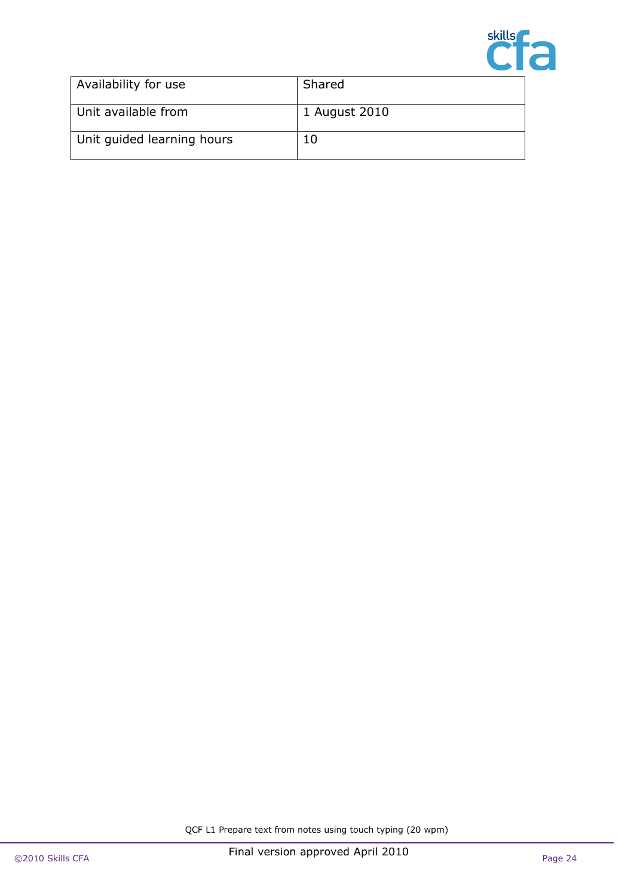| Availability for use | Shared |
|---|---|
| Unit available from | 1 August 2010 |
| Unit guided learning hours | 10 |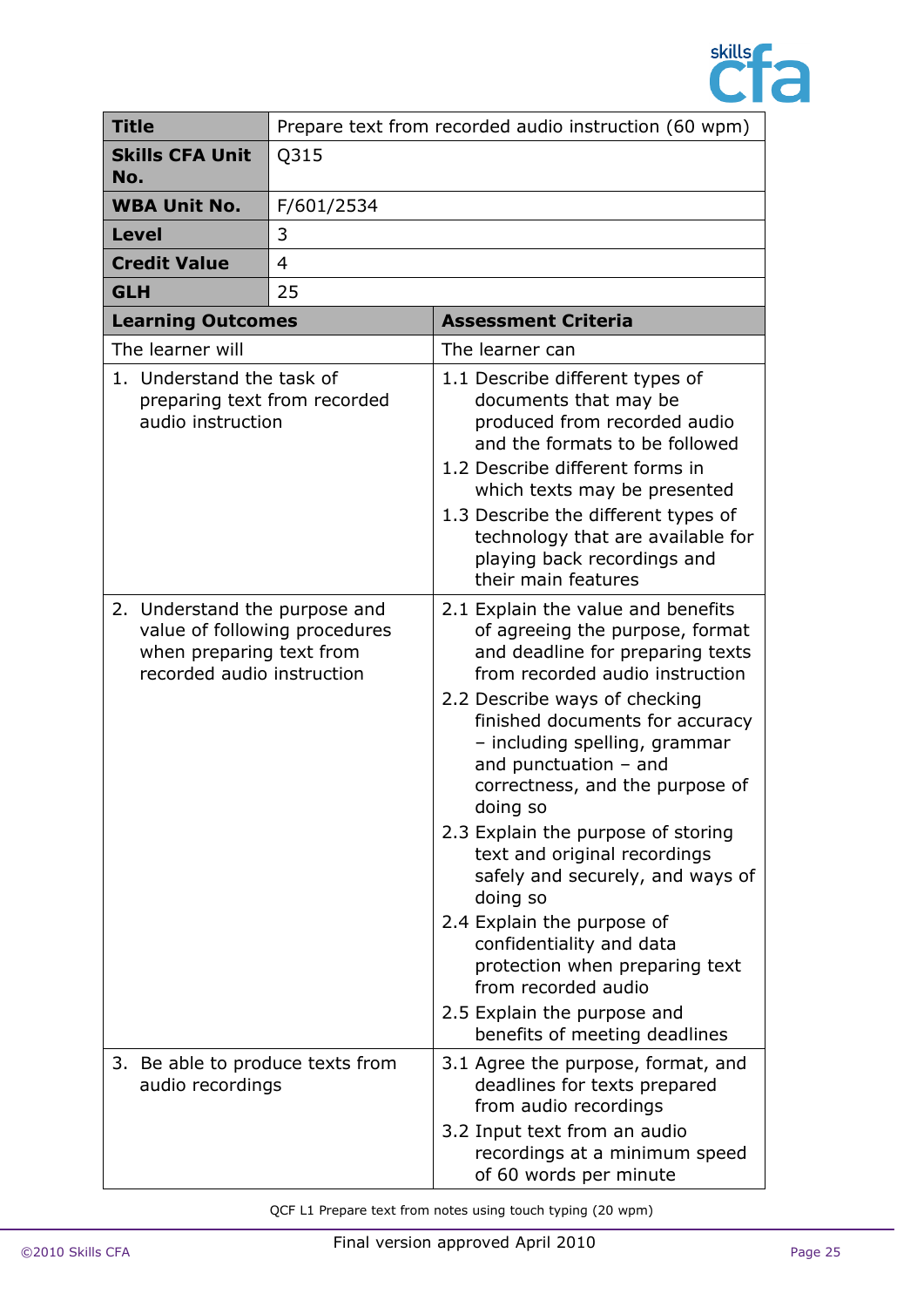| **Title** | Prepare text from recorded audio instruction (60 wpm) |
|---|---|
| **Skills CFA Unit No.** | Q315 |
| **WBA Unit No.** | F/601/2534 |
| **Level** | 3 |
| **Credit Value** | 4 |
| **GLH** | 25 |

| **Learning Outcomes** | **Assessment Criteria** |
|---|---|
| The learner will | The learner can |
| 1. Understand the task of preparing text from recorded audio instruction | 1.1 Describe different types of documents that may be produced from recorded audio and the formats to be followed<br>1.2 Describe different forms in which texts may be presented<br>1.3 Describe the different types of technology that are available for playing back recordings and their main features |
| 2. Understand the purpose and value of following procedures when preparing text from recorded audio instruction | 2.1 Explain the value and benefits of agreeing the purpose, format and deadline for preparing texts from recorded audio instruction<br>2.2 Describe ways of checking finished documents for accuracy – including spelling, grammar and punctuation – and correctness, and the purpose of doing so<br>2.3 Explain the purpose of storing text and original recordings safely and securely, and ways of doing so<br>2.4 Explain the purpose of confidentiality and data protection when preparing text from recorded audio<br>2.5 Explain the purpose and benefits of meeting deadlines |
| 3. Be able to produce texts from audio recordings | 3.1 Agree the purpose, format, and deadlines for texts prepared from audio recordings<br>3.2 Input text from an audio recordings at a minimum speed of 60 words per minute |

QCF L1 Prepare text from notes using touch typing (20 wpm)

Final version approved April 2010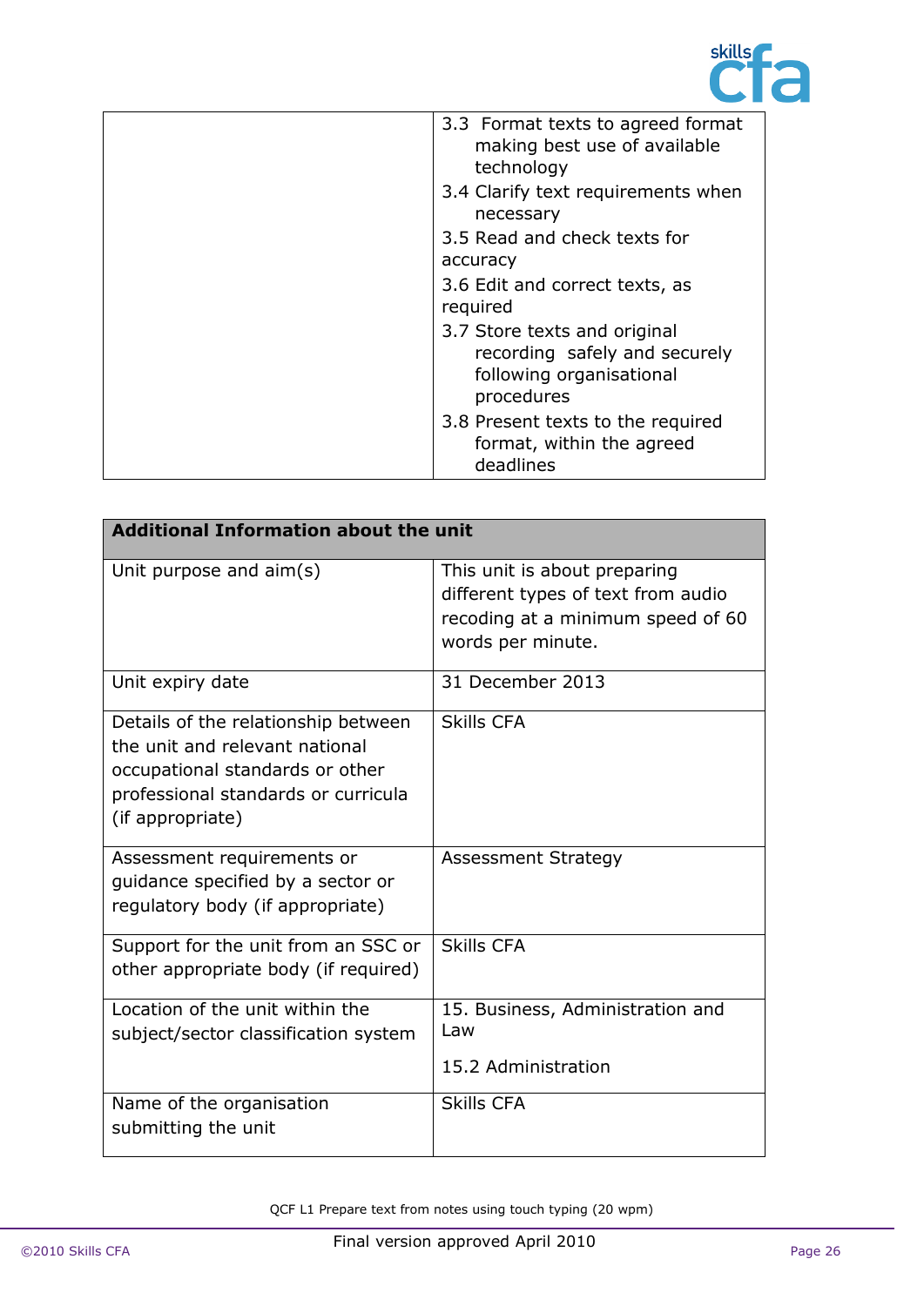| | |
|---|---|
| | 3.3 Format texts to agreed format making best use of available technology<br>3.4 Clarify text requirements when necessary<br>3.5 Read and check texts for accuracy<br>3.6 Edit and correct texts, as required<br>3.7 Store texts and original recording safely and securely following organisational procedures<br>3.8 Present texts to the required format, within the agreed deadlines |

| **Additional Information about the unit** | |
|---|---|
| Unit purpose and aim(s) | This unit is about preparing different types of text from audio recoding at a minimum speed of 60 words per minute. |
| Unit expiry date | 31 December 2013 |
| Details of the relationship between the unit and relevant national occupational standards or other professional standards or curricula (if appropriate) | Skills CFA |
| Assessment requirements or guidance specified by a sector or regulatory body (if appropriate) | Assessment Strategy |
| Support for the unit from an SSC or other appropriate body (if required) | Skills CFA |
| Location of the unit within the subject/sector classification system | 15. Business, Administration and Law<br><br>15.2 Administration |
| Name of the organisation submitting the unit | Skills CFA |

QCF L1 Prepare text from notes using touch typing (20 wpm)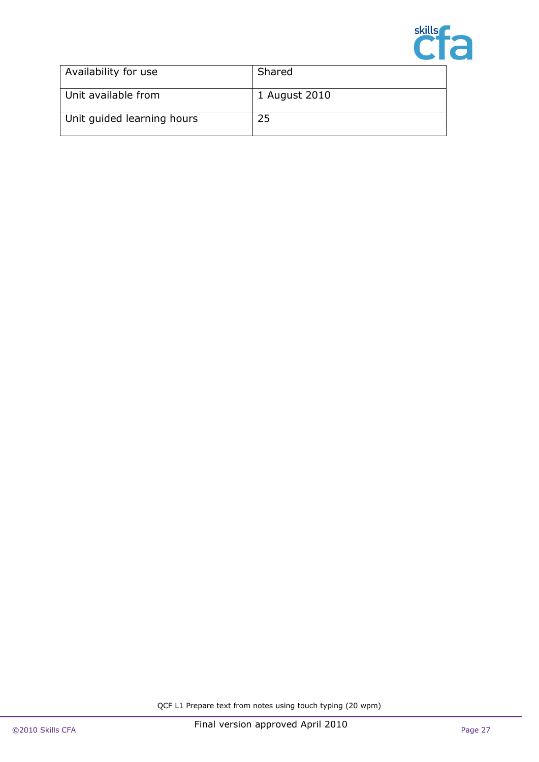| Availability for use | Shared |
| --- | --- |
| Unit available from | 1 August 2010 |
| Unit guided learning hours | 25 |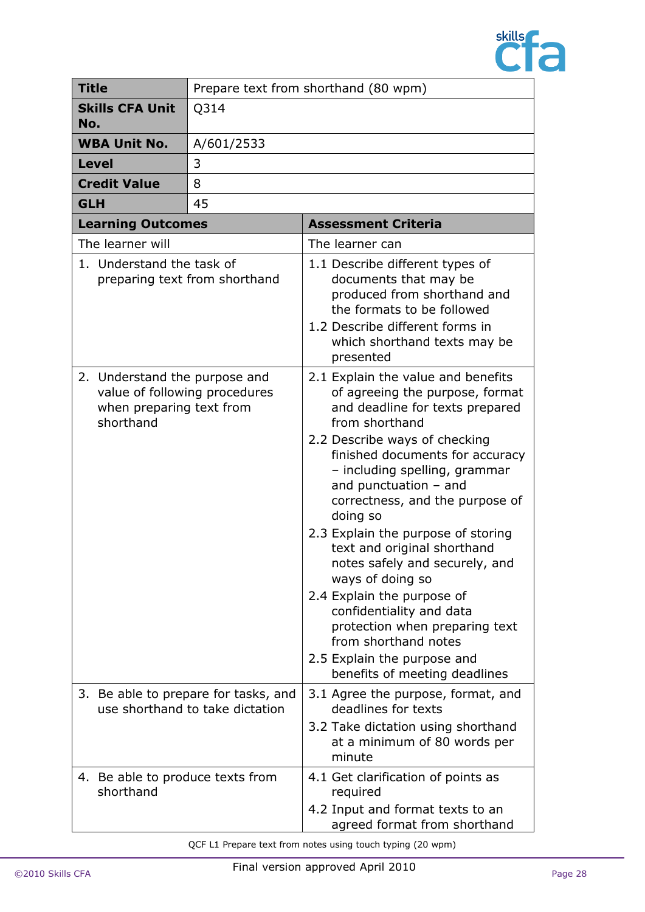| Title | Prepare text from shorthand (80 wpm) |
|---|---|
| **Skills CFA Unit No.** | Q314 |
| **WBA Unit No.** | A/601/2533 |
| **Level** | 3 |
| **Credit Value** | 8 |
| **GLH** | 45 |

| Learning Outcomes | Assessment Criteria |
|---|---|
| The learner will | The learner can |
| 1. Understand the task of preparing text from shorthand | 1.1 Describe different types of documents that may be produced from shorthand and the formats to be followed<br>1.2 Describe different forms in which shorthand texts may be presented |
| 2. Understand the purpose and value of following procedures when preparing text from shorthand | 2.1 Explain the value and benefits of agreeing the purpose, format and deadline for texts prepared from shorthand<br>2.2 Describe ways of checking finished documents for accuracy – including spelling, grammar and punctuation – and correctness, and the purpose of doing so<br>2.3 Explain the purpose of storing text and original shorthand notes safely and securely, and ways of doing so<br>2.4 Explain the purpose of confidentiality and data protection when preparing text from shorthand notes<br>2.5 Explain the purpose and benefits of meeting deadlines |
| 3. Be able to prepare for tasks, and use shorthand to take dictation | 3.1 Agree the purpose, format, and deadlines for texts<br>3.2 Take dictation using shorthand at a minimum of 80 words per minute |
| 4. Be able to produce texts from shorthand | 4.1 Get clarification of points as required<br>4.2 Input and format texts to an agreed format from shorthand |

QCF L1 Prepare text from notes using touch typing (20 wpm)

Final version approved April 2010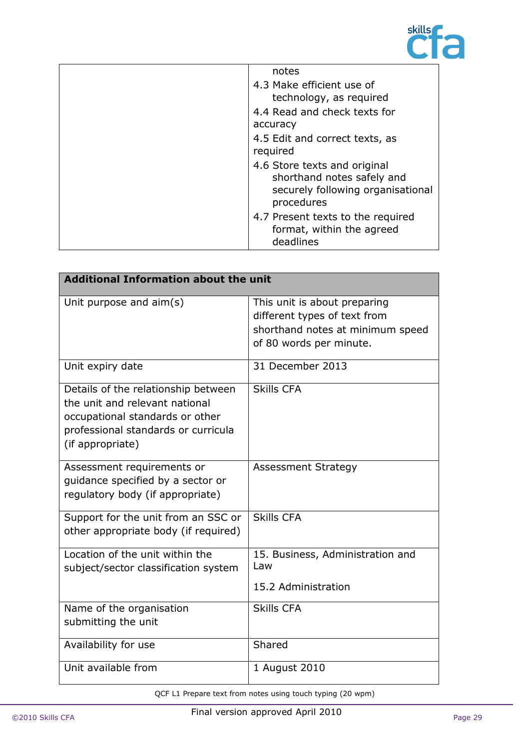| | |
|---|---|
| | notes<br>4.3 Make efficient use of technology, as required<br>4.4 Read and check texts for accuracy<br>4.5 Edit and correct texts, as required<br>4.6 Store texts and original shorthand notes safely and securely following organisational procedures<br>4.7 Present texts to the required format, within the agreed deadlines |

| **Additional Information about the unit** | |
|---|---|
| Unit purpose and aim(s) | This unit is about preparing different types of text from shorthand notes at minimum speed of 80 words per minute. |
| Unit expiry date | 31 December 2013 |
| Details of the relationship between the unit and relevant national occupational standards or other professional standards or curricula (if appropriate) | Skills CFA |
| Assessment requirements or guidance specified by a sector or regulatory body (if appropriate) | Assessment Strategy |
| Support for the unit from an SSC or other appropriate body (if required) | Skills CFA |
| Location of the unit within the subject/sector classification system | 15. Business, Administration and Law<br><br>15.2 Administration |
| Name of the organisation submitting the unit | Skills CFA |
| Availability for use | Shared |
| Unit available from | 1 August 2010 |

QCF L1 Prepare text from notes using touch typing (20 wpm)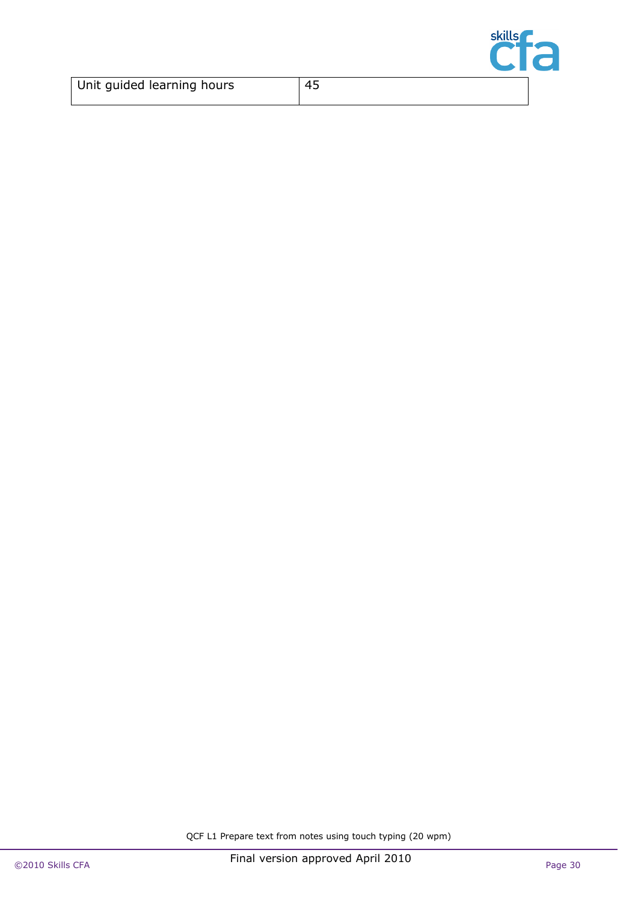| | |
|---|---|
| Unit guided learning hours | 45 |